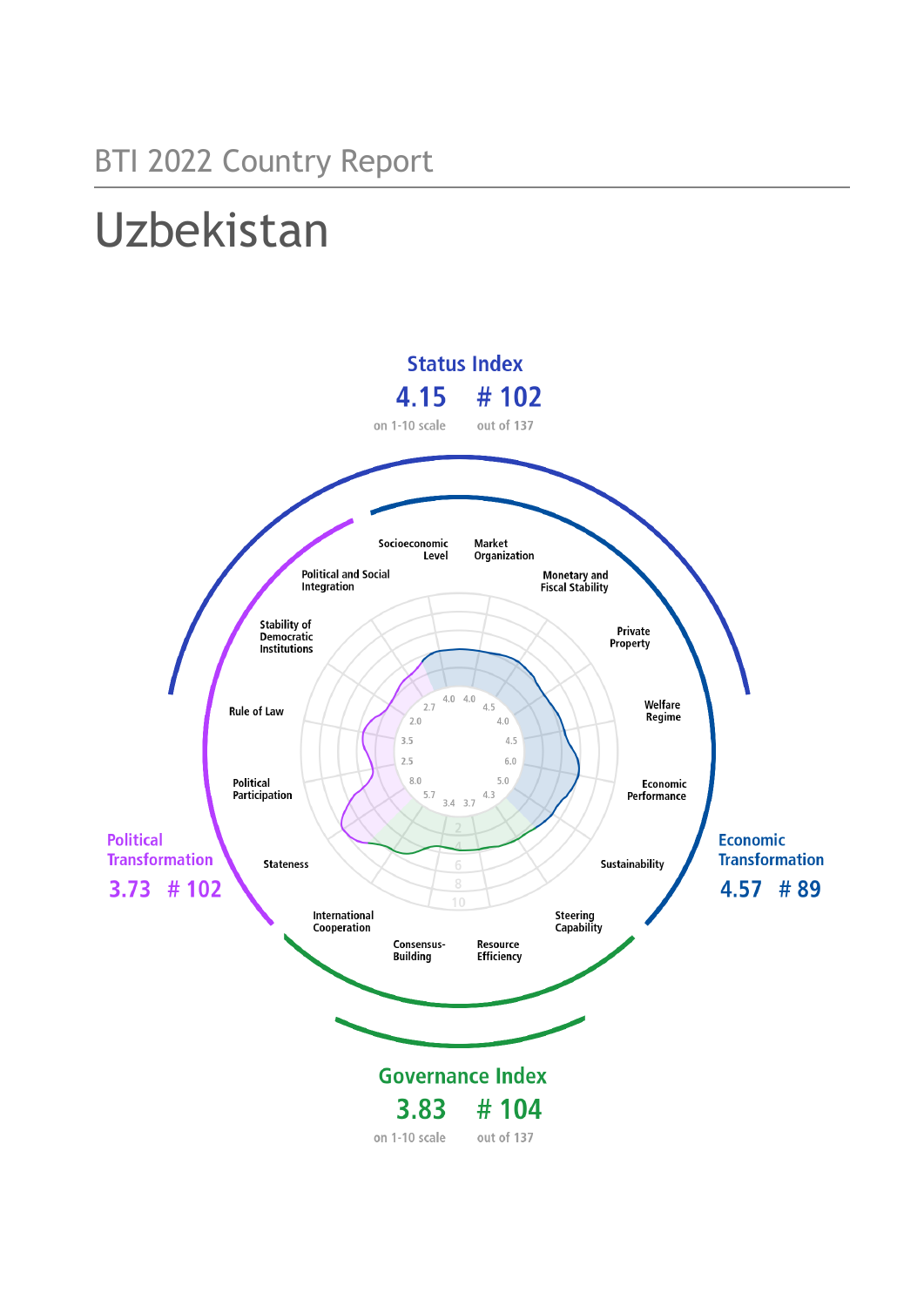BTI 2022 Country Report

# Uzbekistan

## Status Index

**4.15** on 1-10 scale

**# 102** out of 137

## Political Transformation

**3.73 # 102**

## Economic Transformation

**4.57 # 89**

## Governance Index

**3.83** on 1-10 scale

**# 104** out of 137

| Criterion | Score |
|---|---|
| Stateness | 5.7 |
| Political Participation | 2.5 |
| Rule of Law | 3.5 |
| Stability of Democratic Institutions | 2.0 |
| Political and Social Integration | 2.7 |
| Socioeconomic Level | 4.0 |
| Market Organization | 4.0 |
| Monetary and Fiscal Stability | 4.5 |
| Private Property | 4.0 |
| Welfare Regime | 4.5 |
| Economic Performance | 6.0 |
| Sustainability | 5.0 |
| Steering Capability | 4.3 |
| Resource Efficiency | 3.7 |
| Consensus-Building | 3.4 |
| International Cooperation | 8.0 |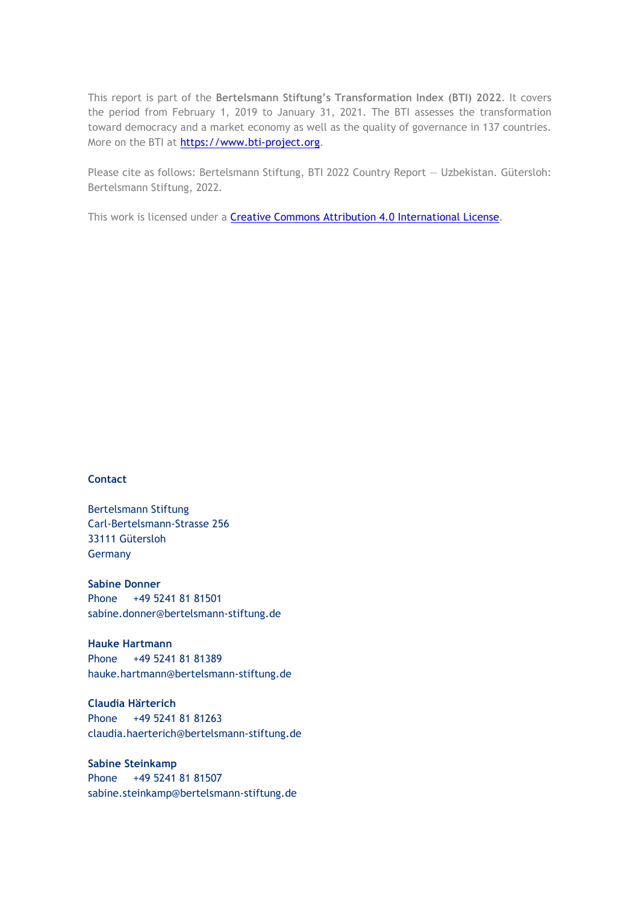This report is part of the **Bertelsmann Stiftung's Transformation Index (BTI) 2022**. It covers the period from February 1, 2019 to January 31, 2021. The BTI assesses the transformation toward democracy and a market economy as well as the quality of governance in 137 countries. More on the BTI at [https://www.bti-project.org](https://www.bti-project.org).

Please cite as follows: Bertelsmann Stiftung, BTI 2022 Country Report — Uzbekistan. Gütersloh: Bertelsmann Stiftung, 2022.

This work is licensed under a [Creative Commons Attribution 4.0 International License](https://creativecommons.org/licenses/by/4.0/).

**Contact**

Bertelsmann Stiftung
Carl-Bertelsmann-Strasse 256
33111 Gütersloh
Germany

**Sabine Donner**
Phone +49 5241 81 81501
sabine.donner@bertelsmann-stiftung.de

**Hauke Hartmann**
Phone +49 5241 81 81389
hauke.hartmann@bertelsmann-stiftung.de

**Claudia Härterich**
Phone +49 5241 81 81263
claudia.haerterich@bertelsmann-stiftung.de

**Sabine Steinkamp**
Phone +49 5241 81 81507
sabine.steinkamp@bertelsmann-stiftung.de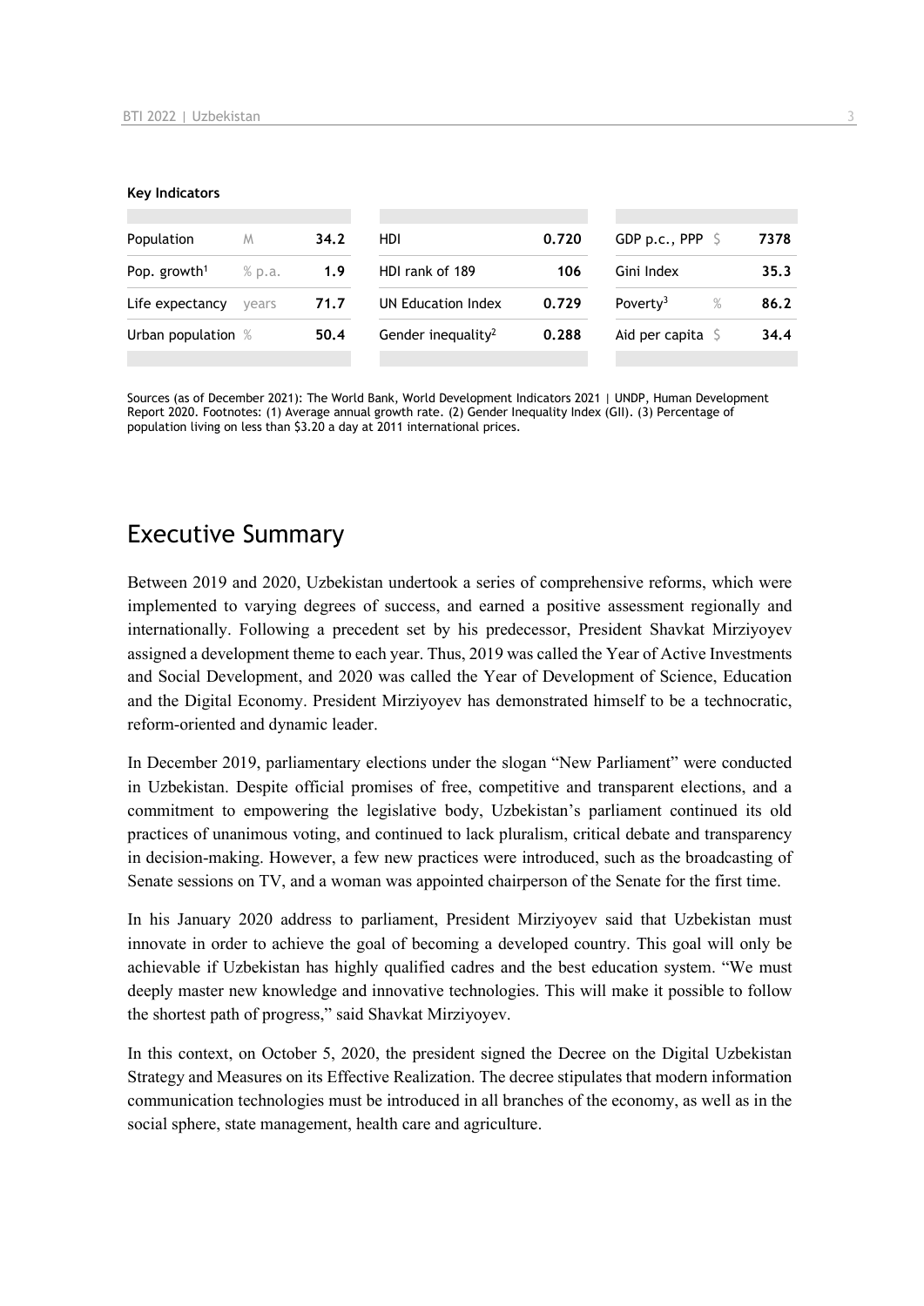**Key Indicators**

| | | | | | | | | |
|---|---|---|---|---|---|---|---|---|
| Population | M | 34.2 | HDI | 0.720 | GDP p.c., PPP | $ | 7378 |
| Pop. growth[1] | % p.a. | 1.9 | HDI rank of 189 | 106 | Gini Index | | 35.3 |
| Life expectancy | years | 71.7 | UN Education Index | 0.729 | Poverty[3] | % | 86.2 |
| Urban population | % | 50.4 | Gender inequality[2] | 0.288 | Aid per capita | $ | 34.4 |

Sources (as of December 2021): The World Bank, World Development Indicators 2021 | UNDP, Human Development Report 2020. Footnotes: (1) Average annual growth rate. (2) Gender Inequality Index (GII). (3) Percentage of population living on less than $3.20 a day at 2011 international prices.

## Executive Summary

Between 2019 and 2020, Uzbekistan undertook a series of comprehensive reforms, which were implemented to varying degrees of success, and earned a positive assessment regionally and internationally. Following a precedent set by his predecessor, President Shavkat Mirziyoyev assigned a development theme to each year. Thus, 2019 was called the Year of Active Investments and Social Development, and 2020 was called the Year of Development of Science, Education and the Digital Economy. President Mirziyoyev has demonstrated himself to be a technocratic, reform-oriented and dynamic leader.

In December 2019, parliamentary elections under the slogan "New Parliament" were conducted in Uzbekistan. Despite official promises of free, competitive and transparent elections, and a commitment to empowering the legislative body, Uzbekistan's parliament continued its old practices of unanimous voting, and continued to lack pluralism, critical debate and transparency in decision-making. However, a few new practices were introduced, such as the broadcasting of Senate sessions on TV, and a woman was appointed chairperson of the Senate for the first time.

In his January 2020 address to parliament, President Mirziyoyev said that Uzbekistan must innovate in order to achieve the goal of becoming a developed country. This goal will only be achievable if Uzbekistan has highly qualified cadres and the best education system. "We must deeply master new knowledge and innovative technologies. This will make it possible to follow the shortest path of progress," said Shavkat Mirziyoyev.

In this context, on October 5, 2020, the president signed the Decree on the Digital Uzbekistan Strategy and Measures on its Effective Realization. The decree stipulates that modern information communication technologies must be introduced in all branches of the economy, as well as in the social sphere, state management, health care and agriculture.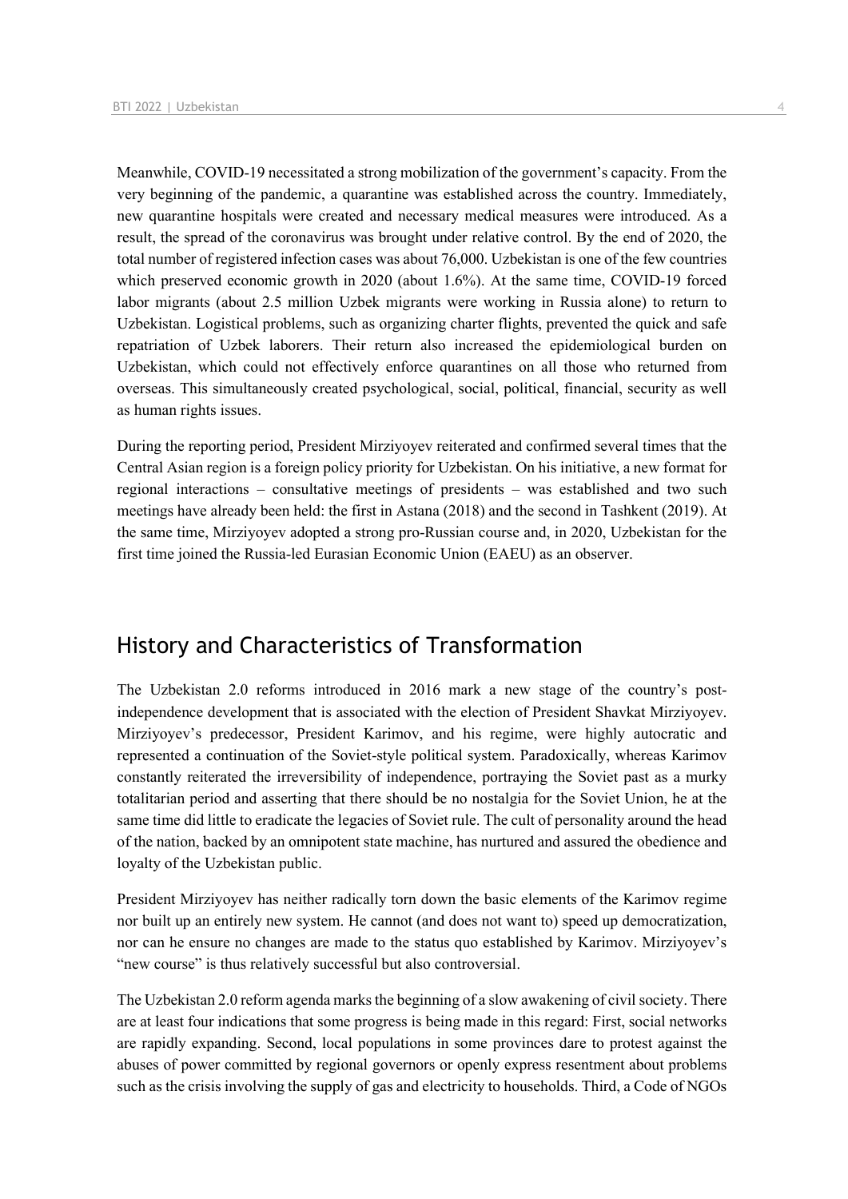Meanwhile, COVID-19 necessitated a strong mobilization of the government's capacity. From the very beginning of the pandemic, a quarantine was established across the country. Immediately, new quarantine hospitals were created and necessary medical measures were introduced. As a result, the spread of the coronavirus was brought under relative control. By the end of 2020, the total number of registered infection cases was about 76,000. Uzbekistan is one of the few countries which preserved economic growth in 2020 (about 1.6%). At the same time, COVID-19 forced labor migrants (about 2.5 million Uzbek migrants were working in Russia alone) to return to Uzbekistan. Logistical problems, such as organizing charter flights, prevented the quick and safe repatriation of Uzbek laborers. Their return also increased the epidemiological burden on Uzbekistan, which could not effectively enforce quarantines on all those who returned from overseas. This simultaneously created psychological, social, political, financial, security as well as human rights issues.

During the reporting period, President Mirziyoyev reiterated and confirmed several times that the Central Asian region is a foreign policy priority for Uzbekistan. On his initiative, a new format for regional interactions – consultative meetings of presidents – was established and two such meetings have already been held: the first in Astana (2018) and the second in Tashkent (2019). At the same time, Mirziyoyev adopted a strong pro-Russian course and, in 2020, Uzbekistan for the first time joined the Russia-led Eurasian Economic Union (EAEU) as an observer.

## History and Characteristics of Transformation

The Uzbekistan 2.0 reforms introduced in 2016 mark a new stage of the country's post-independence development that is associated with the election of President Shavkat Mirziyoyev. Mirziyoyev's predecessor, President Karimov, and his regime, were highly autocratic and represented a continuation of the Soviet-style political system. Paradoxically, whereas Karimov constantly reiterated the irreversibility of independence, portraying the Soviet past as a murky totalitarian period and asserting that there should be no nostalgia for the Soviet Union, he at the same time did little to eradicate the legacies of Soviet rule. The cult of personality around the head of the nation, backed by an omnipotent state machine, has nurtured and assured the obedience and loyalty of the Uzbekistan public.

President Mirziyoyev has neither radically torn down the basic elements of the Karimov regime nor built up an entirely new system. He cannot (and does not want to) speed up democratization, nor can he ensure no changes are made to the status quo established by Karimov. Mirziyoyev's "new course" is thus relatively successful but also controversial.

The Uzbekistan 2.0 reform agenda marks the beginning of a slow awakening of civil society. There are at least four indications that some progress is being made in this regard: First, social networks are rapidly expanding. Second, local populations in some provinces dare to protest against the abuses of power committed by regional governors or openly express resentment about problems such as the crisis involving the supply of gas and electricity to households. Third, a Code of NGOs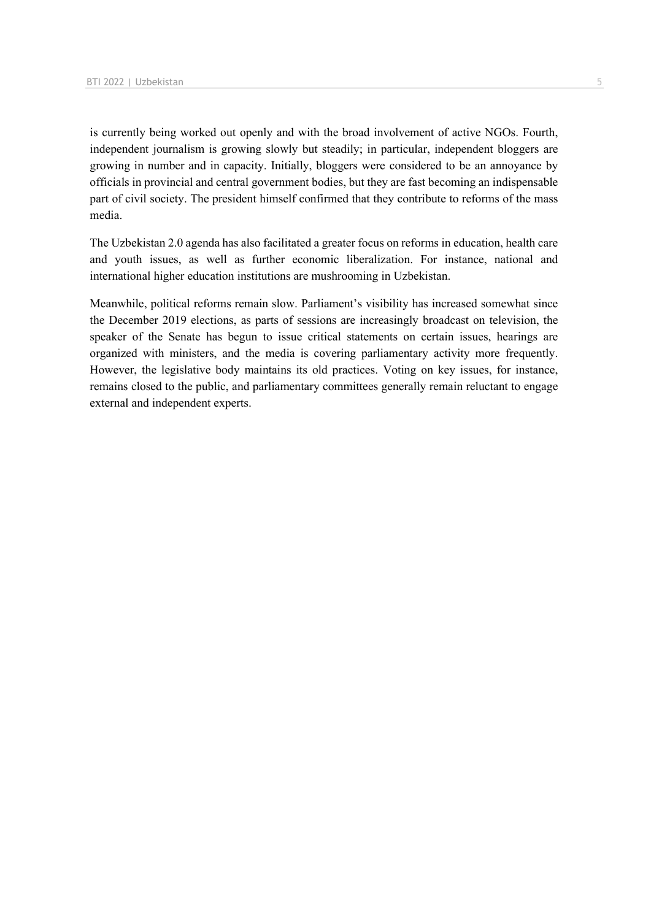is currently being worked out openly and with the broad involvement of active NGOs. Fourth, independent journalism is growing slowly but steadily; in particular, independent bloggers are growing in number and in capacity. Initially, bloggers were considered to be an annoyance by officials in provincial and central government bodies, but they are fast becoming an indispensable part of civil society. The president himself confirmed that they contribute to reforms of the mass media.

The Uzbekistan 2.0 agenda has also facilitated a greater focus on reforms in education, health care and youth issues, as well as further economic liberalization. For instance, national and international higher education institutions are mushrooming in Uzbekistan.

Meanwhile, political reforms remain slow. Parliament's visibility has increased somewhat since the December 2019 elections, as parts of sessions are increasingly broadcast on television, the speaker of the Senate has begun to issue critical statements on certain issues, hearings are organized with ministers, and the media is covering parliamentary activity more frequently. However, the legislative body maintains its old practices. Voting on key issues, for instance, remains closed to the public, and parliamentary committees generally remain reluctant to engage external and independent experts.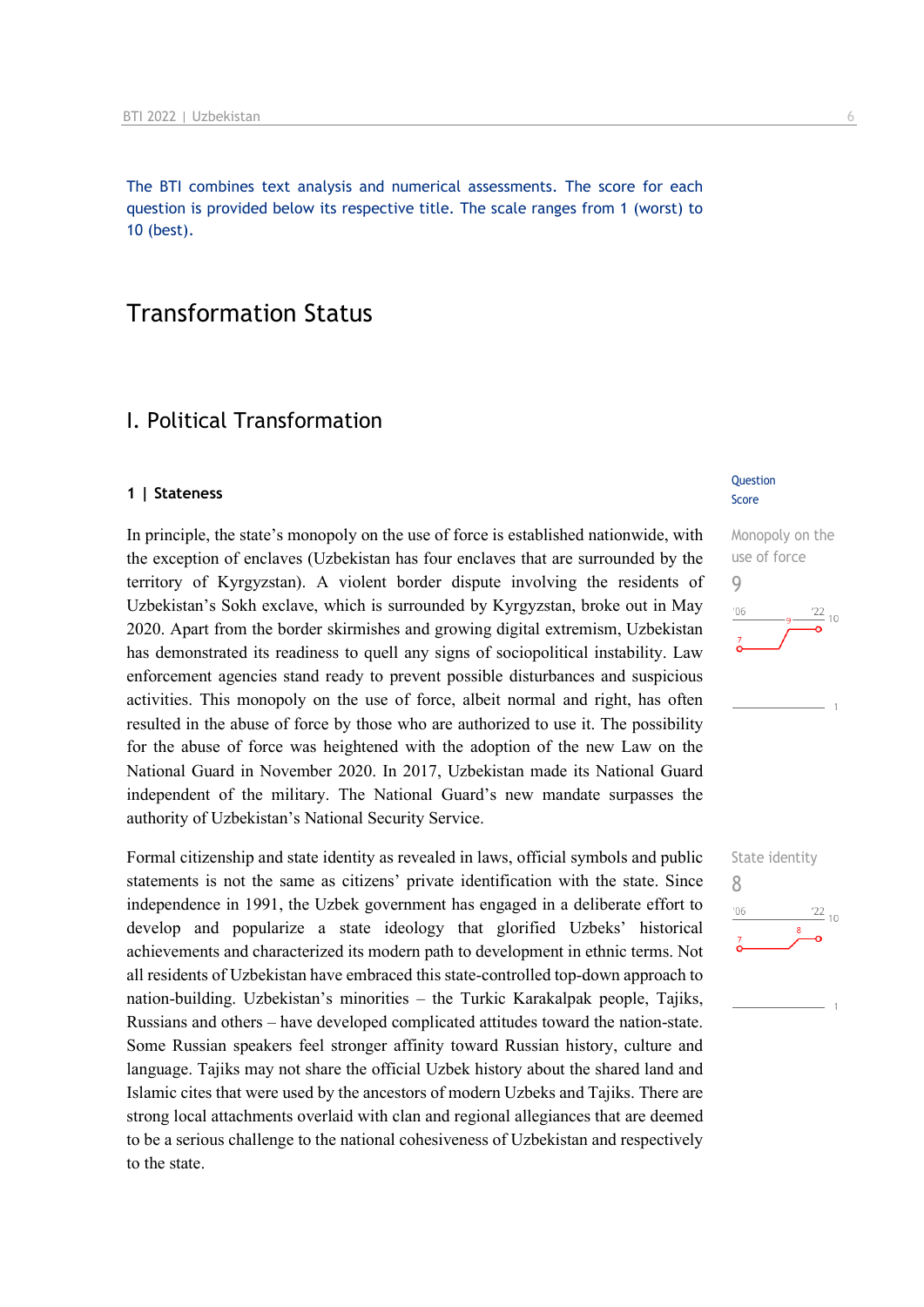The BTI combines text analysis and numerical assessments. The score for each question is provided below its respective title. The scale ranges from 1 (worst) to 10 (best).

# Transformation Status

## I. Political Transformation

### 1 | Stateness

Question Score

Monopoly on the use of force
9

In principle, the state's monopoly on the use of force is established nationwide, with the exception of enclaves (Uzbekistan has four enclaves that are surrounded by the territory of Kyrgyzstan). A violent border dispute involving the residents of Uzbekistan's Sokh exclave, which is surrounded by Kyrgyzstan, broke out in May 2020. Apart from the border skirmishes and growing digital extremism, Uzbekistan has demonstrated its readiness to quell any signs of sociopolitical instability. Law enforcement agencies stand ready to prevent possible disturbances and suspicious activities. This monopoly on the use of force, albeit normal and right, has often resulted in the abuse of force by those who are authorized to use it. The possibility for the abuse of force was heightened with the adoption of the new Law on the National Guard in November 2020. In 2017, Uzbekistan made its National Guard independent of the military. The National Guard's new mandate surpasses the authority of Uzbekistan's National Security Service.

State identity
8

Formal citizenship and state identity as revealed in laws, official symbols and public statements is not the same as citizens' private identification with the state. Since independence in 1991, the Uzbek government has engaged in a deliberate effort to develop and popularize a state ideology that glorified Uzbeks' historical achievements and characterized its modern path to development in ethnic terms. Not all residents of Uzbekistan have embraced this state-controlled top-down approach to nation-building. Uzbekistan's minorities – the Turkic Karakalpak people, Tajiks, Russians and others – have developed complicated attitudes toward the nation-state. Some Russian speakers feel stronger affinity toward Russian history, culture and language. Tajiks may not share the official Uzbek history about the shared land and Islamic cites that were used by the ancestors of modern Uzbeks and Tajiks. There are strong local attachments overlaid with clan and regional allegiances that are deemed to be a serious challenge to the national cohesiveness of Uzbekistan and respectively to the state.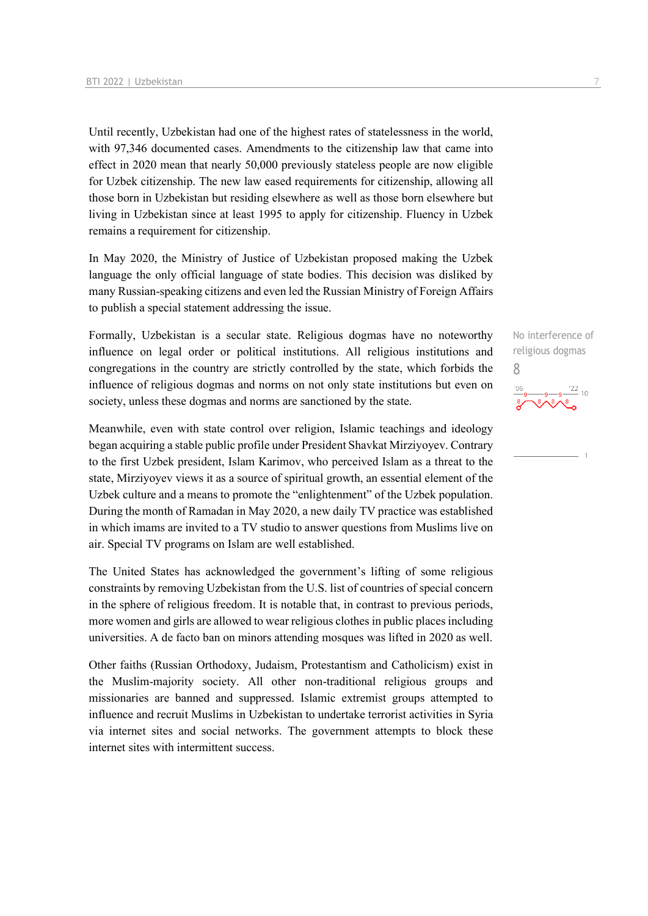Until recently, Uzbekistan had one of the highest rates of statelessness in the world, with 97,346 documented cases. Amendments to the citizenship law that came into effect in 2020 mean that nearly 50,000 previously stateless people are now eligible for Uzbek citizenship. The new law eased requirements for citizenship, allowing all those born in Uzbekistan but residing elsewhere as well as those born elsewhere but living in Uzbekistan since at least 1995 to apply for citizenship. Fluency in Uzbek remains a requirement for citizenship.

In May 2020, the Ministry of Justice of Uzbekistan proposed making the Uzbek language the only official language of state bodies. This decision was disliked by many Russian-speaking citizens and even led the Russian Ministry of Foreign Affairs to publish a special statement addressing the issue.

No interference of religious dogmas
8

Formally, Uzbekistan is a secular state. Religious dogmas have no noteworthy influence on legal order or political institutions. All religious institutions and congregations in the country are strictly controlled by the state, which forbids the influence of religious dogmas and norms on not only state institutions but even on society, unless these dogmas and norms are sanctioned by the state.

Meanwhile, even with state control over religion, Islamic teachings and ideology began acquiring a stable public profile under President Shavkat Mirziyoyev. Contrary to the first Uzbek president, Islam Karimov, who perceived Islam as a threat to the state, Mirziyoyev views it as a source of spiritual growth, an essential element of the Uzbek culture and a means to promote the "enlightenment" of the Uzbek population. During the month of Ramadan in May 2020, a new daily TV practice was established in which imams are invited to a TV studio to answer questions from Muslims live on air. Special TV programs on Islam are well established.

The United States has acknowledged the government's lifting of some religious constraints by removing Uzbekistan from the U.S. list of countries of special concern in the sphere of religious freedom. It is notable that, in contrast to previous periods, more women and girls are allowed to wear religious clothes in public places including universities. A de facto ban on minors attending mosques was lifted in 2020 as well.

Other faiths (Russian Orthodoxy, Judaism, Protestantism and Catholicism) exist in the Muslim-majority society. All other non-traditional religious groups and missionaries are banned and suppressed. Islamic extremist groups attempted to influence and recruit Muslims in Uzbekistan to undertake terrorist activities in Syria via internet sites and social networks. The government attempts to block these internet sites with intermittent success.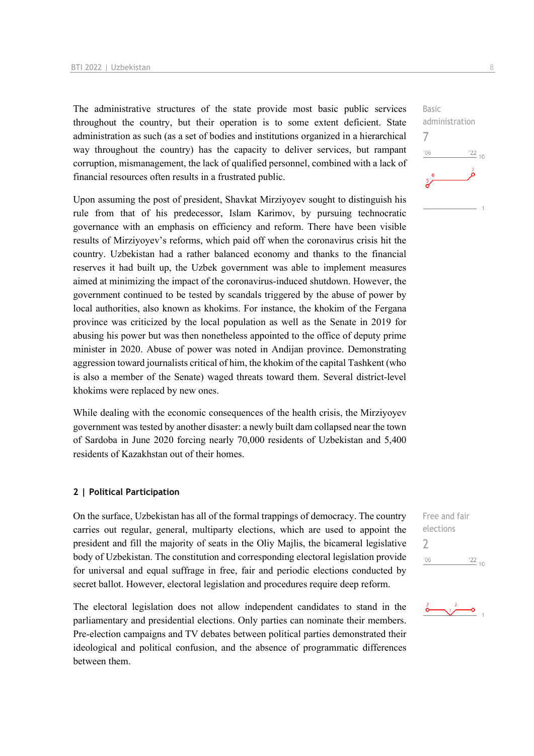The administrative structures of the state provide most basic public services throughout the country, but their operation is to some extent deficient. State administration as such (as a set of bodies and institutions organized in a hierarchical way throughout the country) has the capacity to deliver services, but rampant corruption, mismanagement, the lack of qualified personnel, combined with a lack of financial resources often results in a frustrated public.

Basic administration
7

Upon assuming the post of president, Shavkat Mirziyoyev sought to distinguish his rule from that of his predecessor, Islam Karimov, by pursuing technocratic governance with an emphasis on efficiency and reform. There have been visible results of Mirziyoyev's reforms, which paid off when the coronavirus crisis hit the country. Uzbekistan had a rather balanced economy and thanks to the financial reserves it had built up, the Uzbek government was able to implement measures aimed at minimizing the impact of the coronavirus-induced shutdown. However, the government continued to be tested by scandals triggered by the abuse of power by local authorities, also known as khokims. For instance, the khokim of the Fergana province was criticized by the local population as well as the Senate in 2019 for abusing his power but was then nonetheless appointed to the office of deputy prime minister in 2020. Abuse of power was noted in Andijan province. Demonstrating aggression toward journalists critical of him, the khokim of the capital Tashkent (who is also a member of the Senate) waged threats toward them. Several district-level khokims were replaced by new ones.

While dealing with the economic consequences of the health crisis, the Mirziyoyev government was tested by another disaster: a newly built dam collapsed near the town of Sardoba in June 2020 forcing nearly 70,000 residents of Uzbekistan and 5,400 residents of Kazakhstan out of their homes.

## 2 | Political Participation

On the surface, Uzbekistan has all of the formal trappings of democracy. The country carries out regular, general, multiparty elections, which are used to appoint the president and fill the majority of seats in the Oliy Majlis, the bicameral legislative body of Uzbekistan. The constitution and corresponding electoral legislation provide for universal and equal suffrage in free, fair and periodic elections conducted by secret ballot. However, electoral legislation and procedures require deep reform.

Free and fair elections
2

The electoral legislation does not allow independent candidates to stand in the parliamentary and presidential elections. Only parties can nominate their members. Pre-election campaigns and TV debates between political parties demonstrated their ideological and political confusion, and the absence of programmatic differences between them.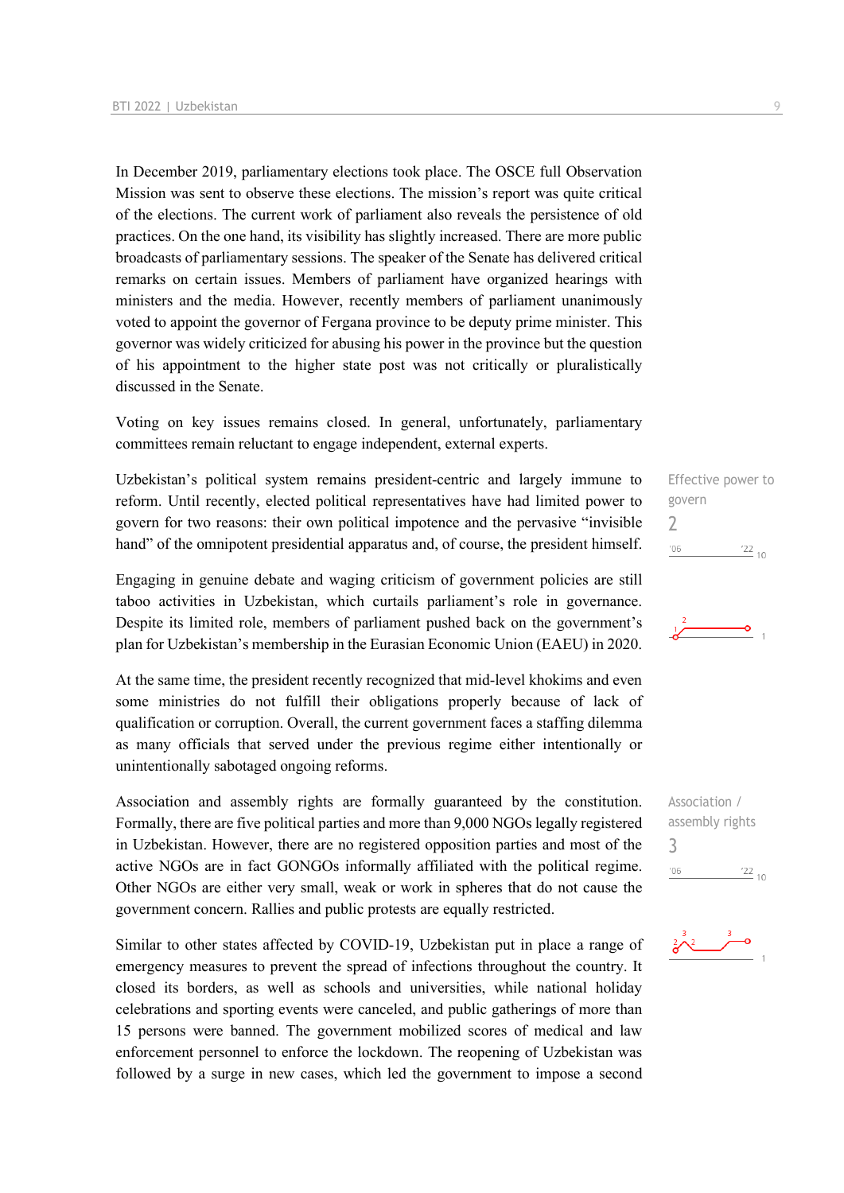In December 2019, parliamentary elections took place. The OSCE full Observation Mission was sent to observe these elections. The mission's report was quite critical of the elections. The current work of parliament also reveals the persistence of old practices. On the one hand, its visibility has slightly increased. There are more public broadcasts of parliamentary sessions. The speaker of the Senate has delivered critical remarks on certain issues. Members of parliament have organized hearings with ministers and the media. However, recently members of parliament unanimously voted to appoint the governor of Fergana province to be deputy prime minister. This governor was widely criticized for abusing his power in the province but the question of his appointment to the higher state post was not critically or pluralistically discussed in the Senate.

Voting on key issues remains closed. In general, unfortunately, parliamentary committees remain reluctant to engage independent, external experts.

Effective power to govern
2

Uzbekistan's political system remains president-centric and largely immune to reform. Until recently, elected political representatives have had limited power to govern for two reasons: their own political impotence and the pervasive "invisible hand" of the omnipotent presidential apparatus and, of course, the president himself.

Engaging in genuine debate and waging criticism of government policies are still taboo activities in Uzbekistan, which curtails parliament's role in governance. Despite its limited role, members of parliament pushed back on the government's plan for Uzbekistan's membership in the Eurasian Economic Union (EAEU) in 2020.

At the same time, the president recently recognized that mid-level khokims and even some ministries do not fulfill their obligations properly because of lack of qualification or corruption. Overall, the current government faces a staffing dilemma as many officials that served under the previous regime either intentionally or unintentionally sabotaged ongoing reforms.

Association / assembly rights
3

Association and assembly rights are formally guaranteed by the constitution. Formally, there are five political parties and more than 9,000 NGOs legally registered in Uzbekistan. However, there are no registered opposition parties and most of the active NGOs are in fact GONGOs informally affiliated with the political regime. Other NGOs are either very small, weak or work in spheres that do not cause the government concern. Rallies and public protests are equally restricted.

Similar to other states affected by COVID-19, Uzbekistan put in place a range of emergency measures to prevent the spread of infections throughout the country. It closed its borders, as well as schools and universities, while national holiday celebrations and sporting events were canceled, and public gatherings of more than 15 persons were banned. The government mobilized scores of medical and law enforcement personnel to enforce the lockdown. The reopening of Uzbekistan was followed by a surge in new cases, which led the government to impose a second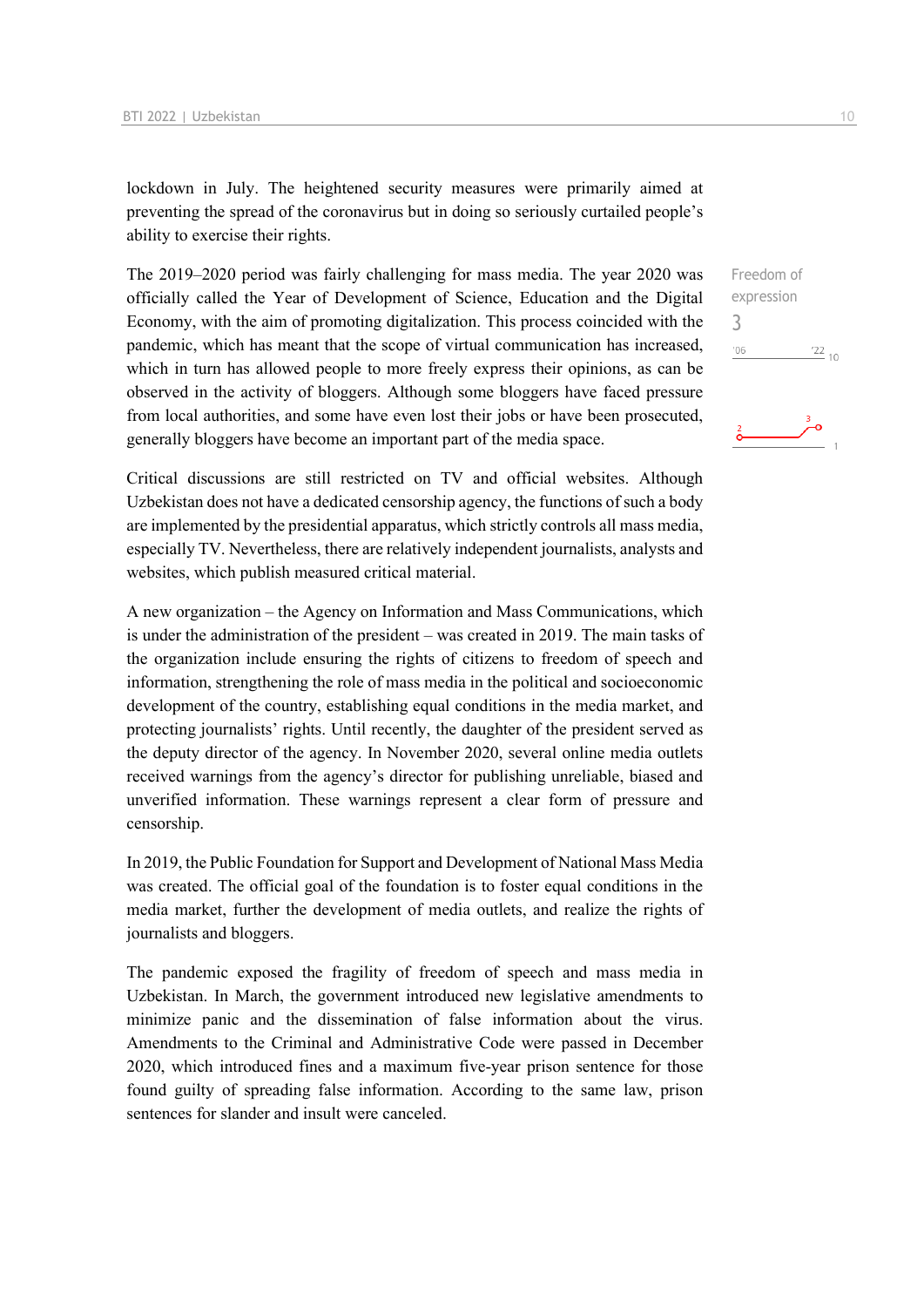lockdown in July. The heightened security measures were primarily aimed at preventing the spread of the coronavirus but in doing so seriously curtailed people's ability to exercise their rights.

Freedom of expression
3

The 2019–2020 period was fairly challenging for mass media. The year 2020 was officially called the Year of Development of Science, Education and the Digital Economy, with the aim of promoting digitalization. This process coincided with the pandemic, which has meant that the scope of virtual communication has increased, which in turn has allowed people to more freely express their opinions, as can be observed in the activity of bloggers. Although some bloggers have faced pressure from local authorities, and some have even lost their jobs or have been prosecuted, generally bloggers have become an important part of the media space.

Critical discussions are still restricted on TV and official websites. Although Uzbekistan does not have a dedicated censorship agency, the functions of such a body are implemented by the presidential apparatus, which strictly controls all mass media, especially TV. Nevertheless, there are relatively independent journalists, analysts and websites, which publish measured critical material.

A new organization – the Agency on Information and Mass Communications, which is under the administration of the president – was created in 2019. The main tasks of the organization include ensuring the rights of citizens to freedom of speech and information, strengthening the role of mass media in the political and socioeconomic development of the country, establishing equal conditions in the media market, and protecting journalists' rights. Until recently, the daughter of the president served as the deputy director of the agency. In November 2020, several online media outlets received warnings from the agency's director for publishing unreliable, biased and unverified information. These warnings represent a clear form of pressure and censorship.

In 2019, the Public Foundation for Support and Development of National Mass Media was created. The official goal of the foundation is to foster equal conditions in the media market, further the development of media outlets, and realize the rights of journalists and bloggers.

The pandemic exposed the fragility of freedom of speech and mass media in Uzbekistan. In March, the government introduced new legislative amendments to minimize panic and the dissemination of false information about the virus. Amendments to the Criminal and Administrative Code were passed in December 2020, which introduced fines and a maximum five-year prison sentence for those found guilty of spreading false information. According to the same law, prison sentences for slander and insult were canceled.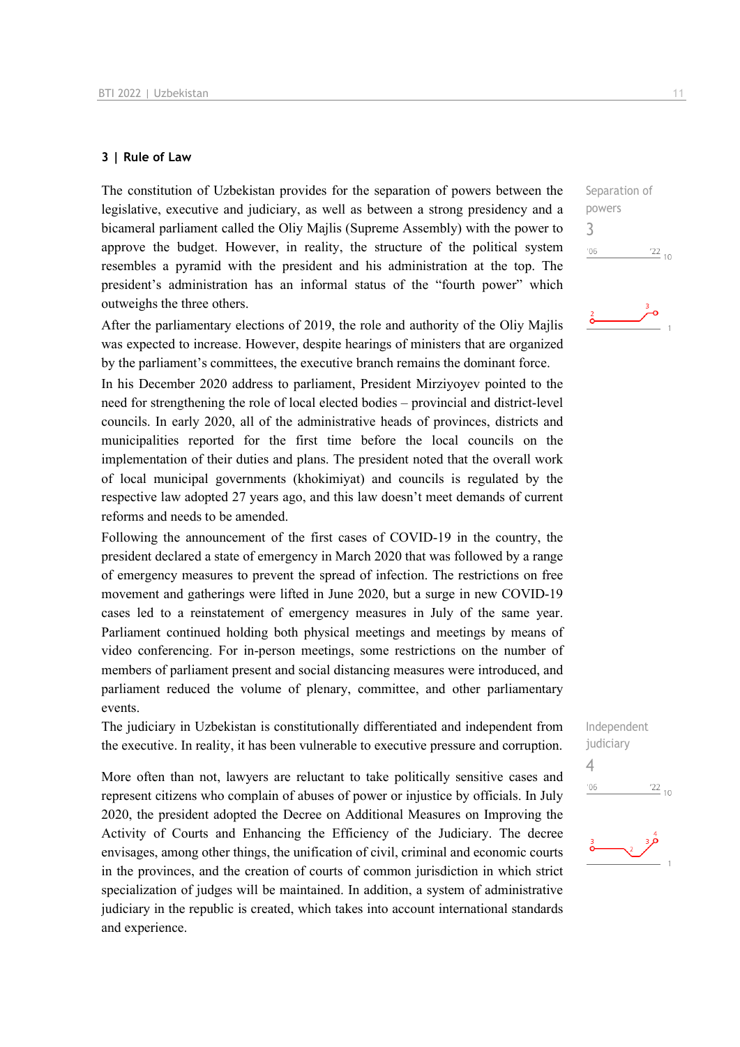## 3 | Rule of Law

The constitution of Uzbekistan provides for the separation of powers between the legislative, executive and judiciary, as well as between a strong presidency and a bicameral parliament called the Oliy Majlis (Supreme Assembly) with the power to approve the budget. However, in reality, the structure of the political system resembles a pyramid with the president and his administration at the top. The president's administration has an informal status of the "fourth power" which outweighs the three others.

Separation of powers
3

After the parliamentary elections of 2019, the role and authority of the Oliy Majlis was expected to increase. However, despite hearings of ministers that are organized by the parliament's committees, the executive branch remains the dominant force.

In his December 2020 address to parliament, President Mirziyoyev pointed to the need for strengthening the role of local elected bodies – provincial and district-level councils. In early 2020, all of the administrative heads of provinces, districts and municipalities reported for the first time before the local councils on the implementation of their duties and plans. The president noted that the overall work of local municipal governments (khokimiyat) and councils is regulated by the respective law adopted 27 years ago, and this law doesn't meet demands of current reforms and needs to be amended.

Following the announcement of the first cases of COVID-19 in the country, the president declared a state of emergency in March 2020 that was followed by a range of emergency measures to prevent the spread of infection. The restrictions on free movement and gatherings were lifted in June 2020, but a surge in new COVID-19 cases led to a reinstatement of emergency measures in July of the same year. Parliament continued holding both physical meetings and meetings by means of video conferencing. For in-person meetings, some restrictions on the number of members of parliament present and social distancing measures were introduced, and parliament reduced the volume of plenary, committee, and other parliamentary events.

The judiciary in Uzbekistan is constitutionally differentiated and independent from the executive. In reality, it has been vulnerable to executive pressure and corruption.

Independent judiciary
4

More often than not, lawyers are reluctant to take politically sensitive cases and represent citizens who complain of abuses of power or injustice by officials. In July 2020, the president adopted the Decree on Additional Measures on Improving the Activity of Courts and Enhancing the Efficiency of the Judiciary. The decree envisages, among other things, the unification of civil, criminal and economic courts in the provinces, and the creation of courts of common jurisdiction in which strict specialization of judges will be maintained. In addition, a system of administrative judiciary in the republic is created, which takes into account international standards and experience.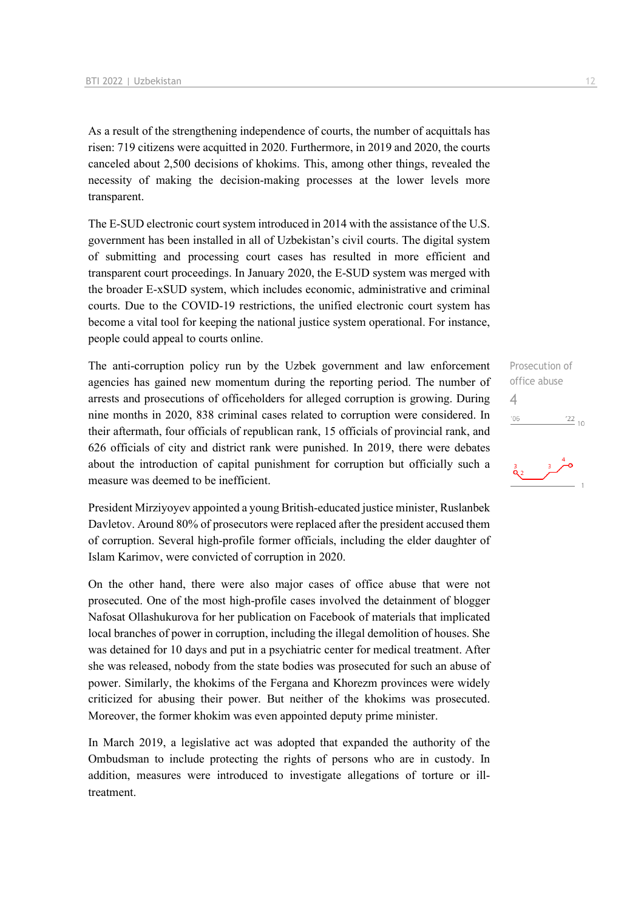As a result of the strengthening independence of courts, the number of acquittals has risen: 719 citizens were acquitted in 2020. Furthermore, in 2019 and 2020, the courts canceled about 2,500 decisions of khokims. This, among other things, revealed the necessity of making the decision-making processes at the lower levels more transparent.

The E-SUD electronic court system introduced in 2014 with the assistance of the U.S. government has been installed in all of Uzbekistan's civil courts. The digital system of submitting and processing court cases has resulted in more efficient and transparent court proceedings. In January 2020, the E-SUD system was merged with the broader E-xSUD system, which includes economic, administrative and criminal courts. Due to the COVID-19 restrictions, the unified electronic court system has become a vital tool for keeping the national justice system operational. For instance, people could appeal to courts online.

Prosecution of office abuse
4

The anti-corruption policy run by the Uzbek government and law enforcement agencies has gained new momentum during the reporting period. The number of arrests and prosecutions of officeholders for alleged corruption is growing. During nine months in 2020, 838 criminal cases related to corruption were considered. In their aftermath, four officials of republican rank, 15 officials of provincial rank, and 626 officials of city and district rank were punished. In 2019, there were debates about the introduction of capital punishment for corruption but officially such a measure was deemed to be inefficient.

President Mirziyoyev appointed a young British-educated justice minister, Ruslanbek Davletov. Around 80% of prosecutors were replaced after the president accused them of corruption. Several high-profile former officials, including the elder daughter of Islam Karimov, were convicted of corruption in 2020.

On the other hand, there were also major cases of office abuse that were not prosecuted. One of the most high-profile cases involved the detainment of blogger Nafosat Ollashukurova for her publication on Facebook of materials that implicated local branches of power in corruption, including the illegal demolition of houses. She was detained for 10 days and put in a psychiatric center for medical treatment. After she was released, nobody from the state bodies was prosecuted for such an abuse of power. Similarly, the khokims of the Fergana and Khorezm provinces were widely criticized for abusing their power. But neither of the khokims was prosecuted. Moreover, the former khokim was even appointed deputy prime minister.

In March 2019, a legislative act was adopted that expanded the authority of the Ombudsman to include protecting the rights of persons who are in custody. In addition, measures were introduced to investigate allegations of torture or ill-treatment.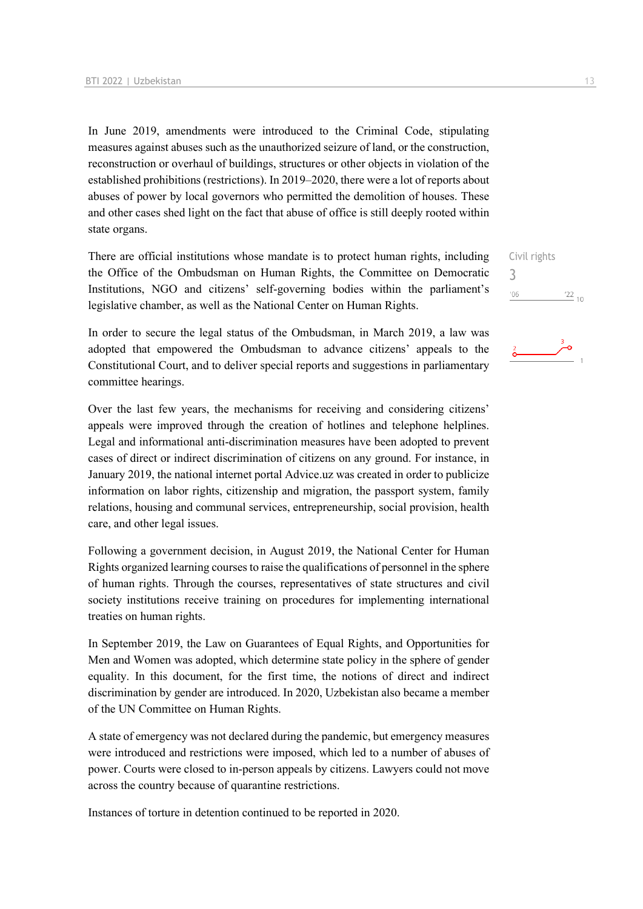In June 2019, amendments were introduced to the Criminal Code, stipulating measures against abuses such as the unauthorized seizure of land, or the construction, reconstruction or overhaul of buildings, structures or other objects in violation of the established prohibitions (restrictions). In 2019–2020, there were a lot of reports about abuses of power by local governors who permitted the demolition of houses. These and other cases shed light on the fact that abuse of office is still deeply rooted within state organs.

There are official institutions whose mandate is to protect human rights, including the Office of the Ombudsman on Human Rights, the Committee on Democratic Institutions, NGO and citizens' self-governing bodies within the parliament's legislative chamber, as well as the National Center on Human Rights.

Civil rights
3

In order to secure the legal status of the Ombudsman, in March 2019, a law was adopted that empowered the Ombudsman to advance citizens' appeals to the Constitutional Court, and to deliver special reports and suggestions in parliamentary committee hearings.

Over the last few years, the mechanisms for receiving and considering citizens' appeals were improved through the creation of hotlines and telephone helplines. Legal and informational anti-discrimination measures have been adopted to prevent cases of direct or indirect discrimination of citizens on any ground. For instance, in January 2019, the national internet portal Advice.uz was created in order to publicize information on labor rights, citizenship and migration, the passport system, family relations, housing and communal services, entrepreneurship, social provision, health care, and other legal issues.

Following a government decision, in August 2019, the National Center for Human Rights organized learning courses to raise the qualifications of personnel in the sphere of human rights. Through the courses, representatives of state structures and civil society institutions receive training on procedures for implementing international treaties on human rights.

In September 2019, the Law on Guarantees of Equal Rights, and Opportunities for Men and Women was adopted, which determine state policy in the sphere of gender equality. In this document, for the first time, the notions of direct and indirect discrimination by gender are introduced. In 2020, Uzbekistan also became a member of the UN Committee on Human Rights.

A state of emergency was not declared during the pandemic, but emergency measures were introduced and restrictions were imposed, which led to a number of abuses of power. Courts were closed to in-person appeals by citizens. Lawyers could not move across the country because of quarantine restrictions.

Instances of torture in detention continued to be reported in 2020.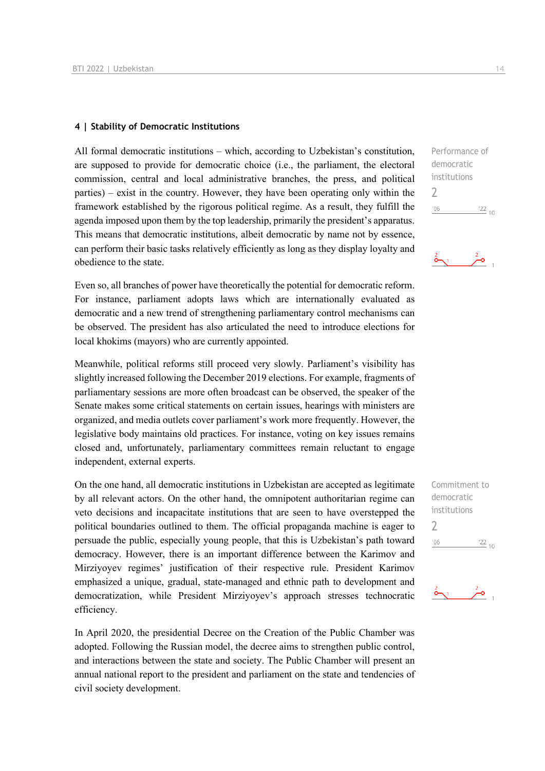## 4 | Stability of Democratic Institutions

Performance of democratic institutions

2

All formal democratic institutions – which, according to Uzbekistan's constitution, are supposed to provide for democratic choice (i.e., the parliament, the electoral commission, central and local administrative branches, the press, and political parties) – exist in the country. However, they have been operating only within the framework established by the rigorous political regime. As a result, they fulfill the agenda imposed upon them by the top leadership, primarily the president's apparatus. This means that democratic institutions, albeit democratic by name not by essence, can perform their basic tasks relatively efficiently as long as they display loyalty and obedience to the state.

Even so, all branches of power have theoretically the potential for democratic reform. For instance, parliament adopts laws which are internationally evaluated as democratic and a new trend of strengthening parliamentary control mechanisms can be observed. The president has also articulated the need to introduce elections for local khokims (mayors) who are currently appointed.

Meanwhile, political reforms still proceed very slowly. Parliament's visibility has slightly increased following the December 2019 elections. For example, fragments of parliamentary sessions are more often broadcast can be observed, the speaker of the Senate makes some critical statements on certain issues, hearings with ministers are organized, and media outlets cover parliament's work more frequently. However, the legislative body maintains old practices. For instance, voting on key issues remains closed and, unfortunately, parliamentary committees remain reluctant to engage independent, external experts.

Commitment to democratic institutions

2

On the one hand, all democratic institutions in Uzbekistan are accepted as legitimate by all relevant actors. On the other hand, the omnipotent authoritarian regime can veto decisions and incapacitate institutions that are seen to have overstepped the political boundaries outlined to them. The official propaganda machine is eager to persuade the public, especially young people, that this is Uzbekistan's path toward democracy. However, there is an important difference between the Karimov and Mirziyoyev regimes' justification of their respective rule. President Karimov emphasized a unique, gradual, state-managed and ethnic path to development and democratization, while President Mirziyoyev's approach stresses technocratic efficiency.

In April 2020, the presidential Decree on the Creation of the Public Chamber was adopted. Following the Russian model, the decree aims to strengthen public control, and interactions between the state and society. The Public Chamber will present an annual national report to the president and parliament on the state and tendencies of civil society development.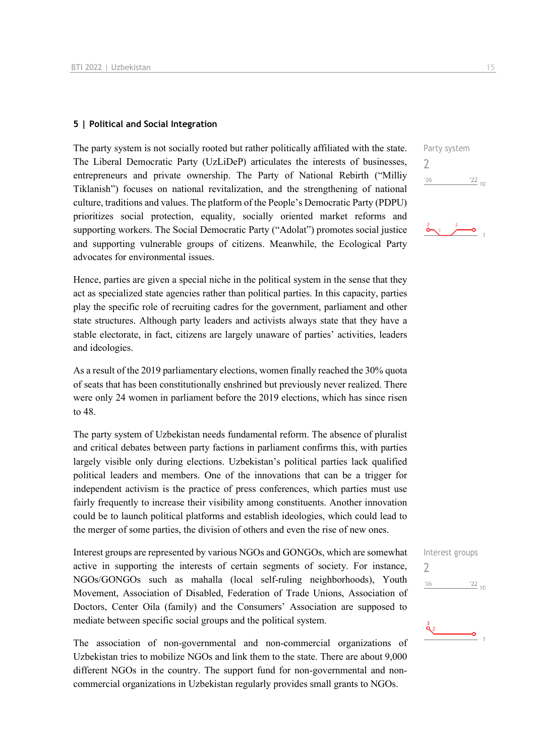## 5 | Political and Social Integration

Party system

2

The party system is not socially rooted but rather politically affiliated with the state. The Liberal Democratic Party (UzLiDeP) articulates the interests of businesses, entrepreneurs and private ownership. The Party of National Rebirth ("Milliy Tiklanish") focuses on national revitalization, and the strengthening of national culture, traditions and values. The platform of the People's Democratic Party (PDPU) prioritizes social protection, equality, socially oriented market reforms and supporting workers. The Social Democratic Party ("Adolat") promotes social justice and supporting vulnerable groups of citizens. Meanwhile, the Ecological Party advocates for environmental issues.

Hence, parties are given a special niche in the political system in the sense that they act as specialized state agencies rather than political parties. In this capacity, parties play the specific role of recruiting cadres for the government, parliament and other state structures. Although party leaders and activists always state that they have a stable electorate, in fact, citizens are largely unaware of parties' activities, leaders and ideologies.

As a result of the 2019 parliamentary elections, women finally reached the 30% quota of seats that has been constitutionally enshrined but previously never realized. There were only 24 women in parliament before the 2019 elections, which has since risen to 48.

The party system of Uzbekistan needs fundamental reform. The absence of pluralist and critical debates between party factions in parliament confirms this, with parties largely visible only during elections. Uzbekistan's political parties lack qualified political leaders and members. One of the innovations that can be a trigger for independent activism is the practice of press conferences, which parties must use fairly frequently to increase their visibility among constituents. Another innovation could be to launch political platforms and establish ideologies, which could lead to the merger of some parties, the division of others and even the rise of new ones.

Interest groups

2

Interest groups are represented by various NGOs and GONGOs, which are somewhat active in supporting the interests of certain segments of society. For instance, NGOs/GONGOs such as mahalla (local self-ruling neighborhoods), Youth Movement, Association of Disabled, Federation of Trade Unions, Association of Doctors, Center Oila (family) and the Consumers' Association are supposed to mediate between specific social groups and the political system.

The association of non-governmental and non-commercial organizations of Uzbekistan tries to mobilize NGOs and link them to the state. There are about 9,000 different NGOs in the country. The support fund for non-governmental and non-commercial organizations in Uzbekistan regularly provides small grants to NGOs.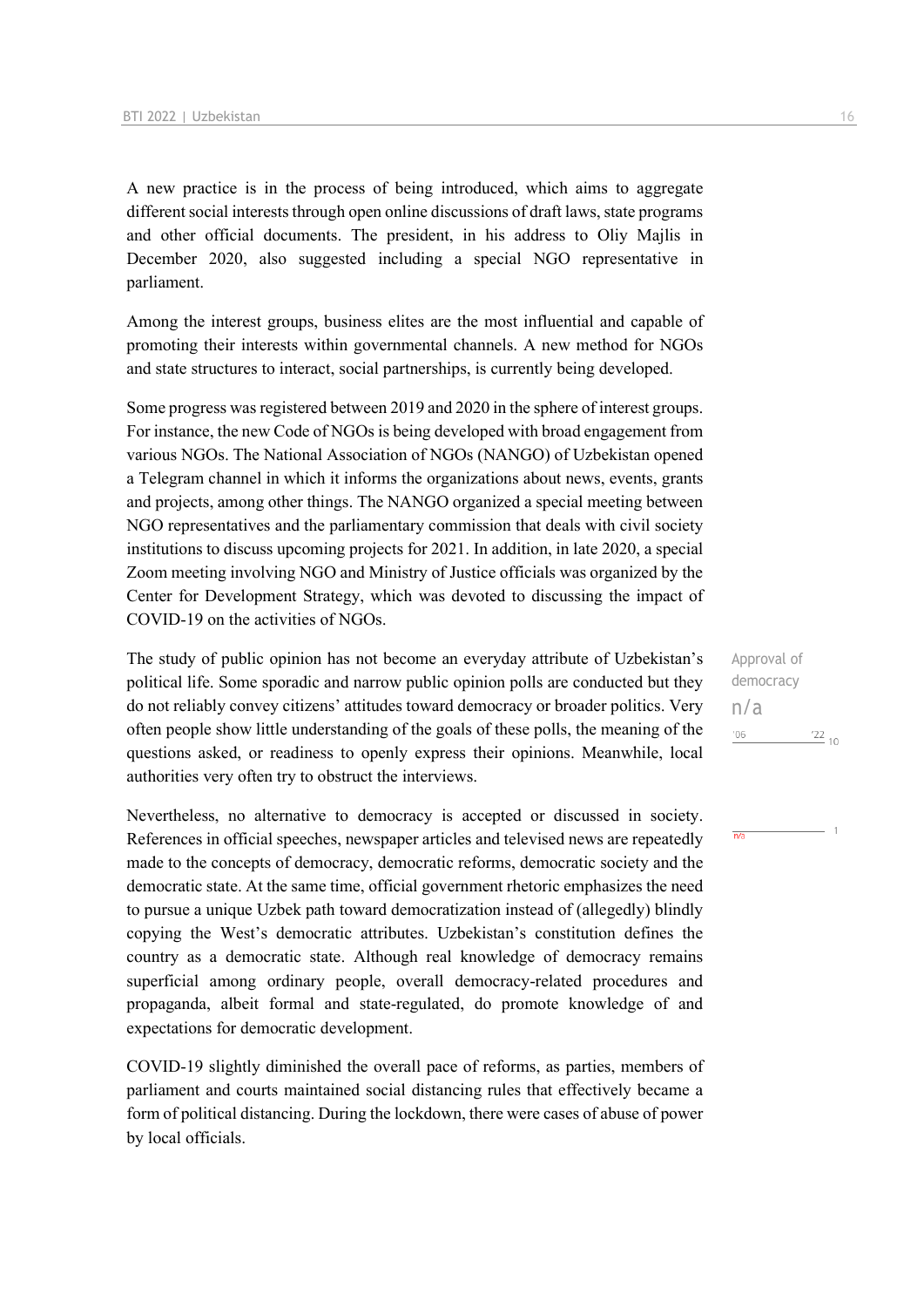A new practice is in the process of being introduced, which aims to aggregate different social interests through open online discussions of draft laws, state programs and other official documents. The president, in his address to Oliy Majlis in December 2020, also suggested including a special NGO representative in parliament.

Among the interest groups, business elites are the most influential and capable of promoting their interests within governmental channels. A new method for NGOs and state structures to interact, social partnerships, is currently being developed.

Some progress was registered between 2019 and 2020 in the sphere of interest groups. For instance, the new Code of NGOs is being developed with broad engagement from various NGOs. The National Association of NGOs (NANGO) of Uzbekistan opened a Telegram channel in which it informs the organizations about news, events, grants and projects, among other things. The NANGO organized a special meeting between NGO representatives and the parliamentary commission that deals with civil society institutions to discuss upcoming projects for 2021. In addition, in late 2020, a special Zoom meeting involving NGO and Ministry of Justice officials was organized by the Center for Development Strategy, which was devoted to discussing the impact of COVID-19 on the activities of NGOs.

Approval of democracy
n/a

The study of public opinion has not become an everyday attribute of Uzbekistan's political life. Some sporadic and narrow public opinion polls are conducted but they do not reliably convey citizens' attitudes toward democracy or broader politics. Very often people show little understanding of the goals of these polls, the meaning of the questions asked, or readiness to openly express their opinions. Meanwhile, local authorities very often try to obstruct the interviews.

Nevertheless, no alternative to democracy is accepted or discussed in society. References in official speeches, newspaper articles and televised news are repeatedly made to the concepts of democracy, democratic reforms, democratic society and the democratic state. At the same time, official government rhetoric emphasizes the need to pursue a unique Uzbek path toward democratization instead of (allegedly) blindly copying the West's democratic attributes. Uzbekistan's constitution defines the country as a democratic state. Although real knowledge of democracy remains superficial among ordinary people, overall democracy-related procedures and propaganda, albeit formal and state-regulated, do promote knowledge of and expectations for democratic development.

COVID-19 slightly diminished the overall pace of reforms, as parties, members of parliament and courts maintained social distancing rules that effectively became a form of political distancing. During the lockdown, there were cases of abuse of power by local officials.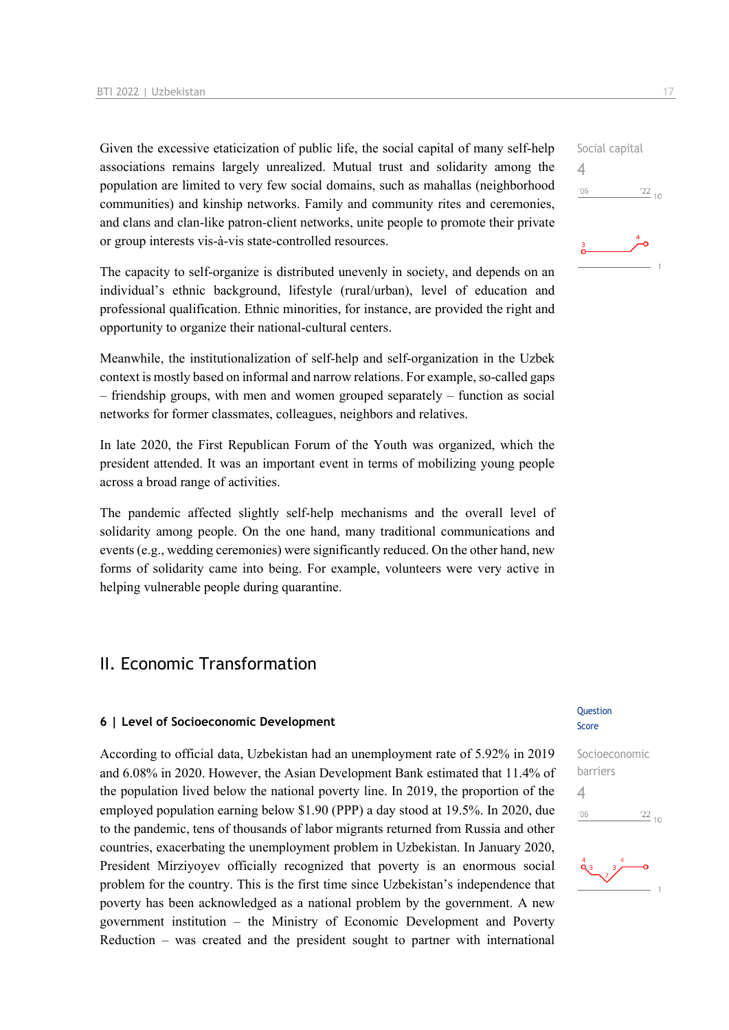Social capital
4

Given the excessive etaticization of public life, the social capital of many self-help associations remains largely unrealized. Mutual trust and solidarity among the population are limited to very few social domains, such as mahallas (neighborhood communities) and kinship networks. Family and community rites and ceremonies, and clans and clan-like patron-client networks, unite people to promote their private or group interests vis-à-vis state-controlled resources.

The capacity to self-organize is distributed unevenly in society, and depends on an individual's ethnic background, lifestyle (rural/urban), level of education and professional qualification. Ethnic minorities, for instance, are provided the right and opportunity to organize their national-cultural centers.

Meanwhile, the institutionalization of self-help and self-organization in the Uzbek context is mostly based on informal and narrow relations. For example, so-called gaps – friendship groups, with men and women grouped separately – function as social networks for former classmates, colleagues, neighbors and relatives.

In late 2020, the First Republican Forum of the Youth was organized, which the president attended. It was an important event in terms of mobilizing young people across a broad range of activities.

The pandemic affected slightly self-help mechanisms and the overall level of solidarity among people. On the one hand, many traditional communications and events (e.g., wedding ceremonies) were significantly reduced. On the other hand, new forms of solidarity came into being. For example, volunteers were very active in helping vulnerable people during quarantine.

## II. Economic Transformation

### 6 | Level of Socioeconomic Development

Question Score

Socioeconomic barriers
4

According to official data, Uzbekistan had an unemployment rate of 5.92% in 2019 and 6.08% in 2020. However, the Asian Development Bank estimated that 11.4% of the population lived below the national poverty line. In 2019, the proportion of the employed population earning below $1.90 (PPP) a day stood at 19.5%. In 2020, due to the pandemic, tens of thousands of labor migrants returned from Russia and other countries, exacerbating the unemployment problem in Uzbekistan. In January 2020, President Mirziyoyev officially recognized that poverty is an enormous social problem for the country. This is the first time since Uzbekistan's independence that poverty has been acknowledged as a national problem by the government. A new government institution – the Ministry of Economic Development and Poverty Reduction – was created and the president sought to partner with international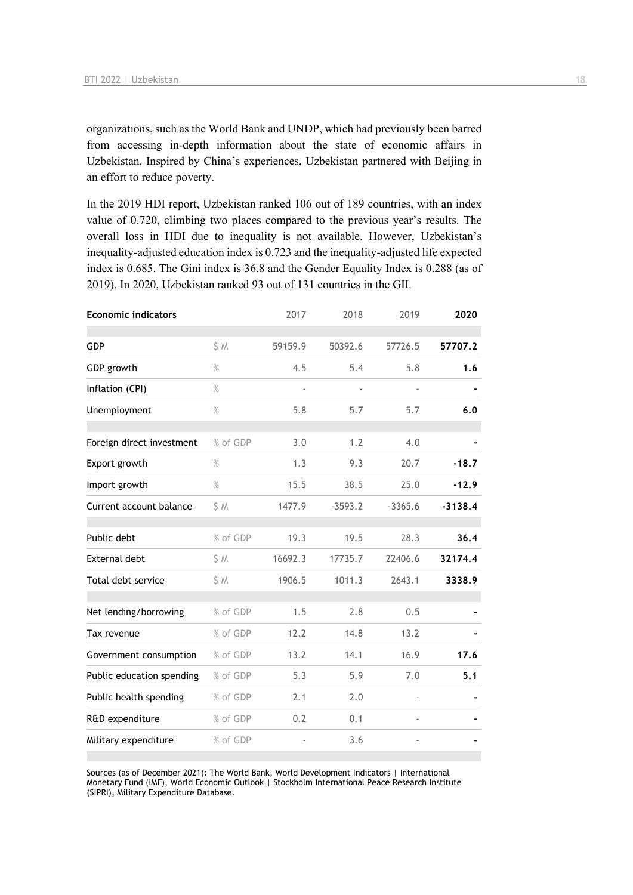organizations, such as the World Bank and UNDP, which had previously been barred from accessing in-depth information about the state of economic affairs in Uzbekistan. Inspired by China's experiences, Uzbekistan partnered with Beijing in an effort to reduce poverty.

In the 2019 HDI report, Uzbekistan ranked 106 out of 189 countries, with an index value of 0.720, climbing two places compared to the previous year's results. The overall loss in HDI due to inequality is not available. However, Uzbekistan's inequality-adjusted education index is 0.723 and the inequality-adjusted life expected index is 0.685. The Gini index is 36.8 and the Gender Equality Index is 0.288 (as of 2019). In 2020, Uzbekistan ranked 93 out of 131 countries in the GII.

| Economic indicators | | 2017 | 2018 | 2019 | 2020 |
|---|---|---|---|---|---|
| GDP | $ M | 59159.9 | 50392.6 | 57726.5 | **57707.2** |
| GDP growth | % | 4.5 | 5.4 | 5.8 | **1.6** |
| Inflation (CPI) | % | - | - | - | **-** |
| Unemployment | % | 5.8 | 5.7 | 5.7 | **6.0** |
| Foreign direct investment | % of GDP | 3.0 | 1.2 | 4.0 | **-** |
| Export growth | % | 1.3 | 9.3 | 20.7 | **-18.7** |
| Import growth | % | 15.5 | 38.5 | 25.0 | **-12.9** |
| Current account balance | $ M | 1477.9 | -3593.2 | -3365.6 | **-3138.4** |
| Public debt | % of GDP | 19.3 | 19.5 | 28.3 | **36.4** |
| External debt | $ M | 16692.3 | 17735.7 | 22406.6 | **32174.4** |
| Total debt service | $ M | 1906.5 | 1011.3 | 2643.1 | **3338.9** |
| Net lending/borrowing | % of GDP | 1.5 | 2.8 | 0.5 | **-** |
| Tax revenue | % of GDP | 12.2 | 14.8 | 13.2 | **-** |
| Government consumption | % of GDP | 13.2 | 14.1 | 16.9 | **17.6** |
| Public education spending | % of GDP | 5.3 | 5.9 | 7.0 | **5.1** |
| Public health spending | % of GDP | 2.1 | 2.0 | - | **-** |
| R&D expenditure | % of GDP | 0.2 | 0.1 | - | **-** |
| Military expenditure | % of GDP | - | 3.6 | - | **-** |

Sources (as of December 2021): The World Bank, World Development Indicators | International Monetary Fund (IMF), World Economic Outlook | Stockholm International Peace Research Institute (SIPRI), Military Expenditure Database.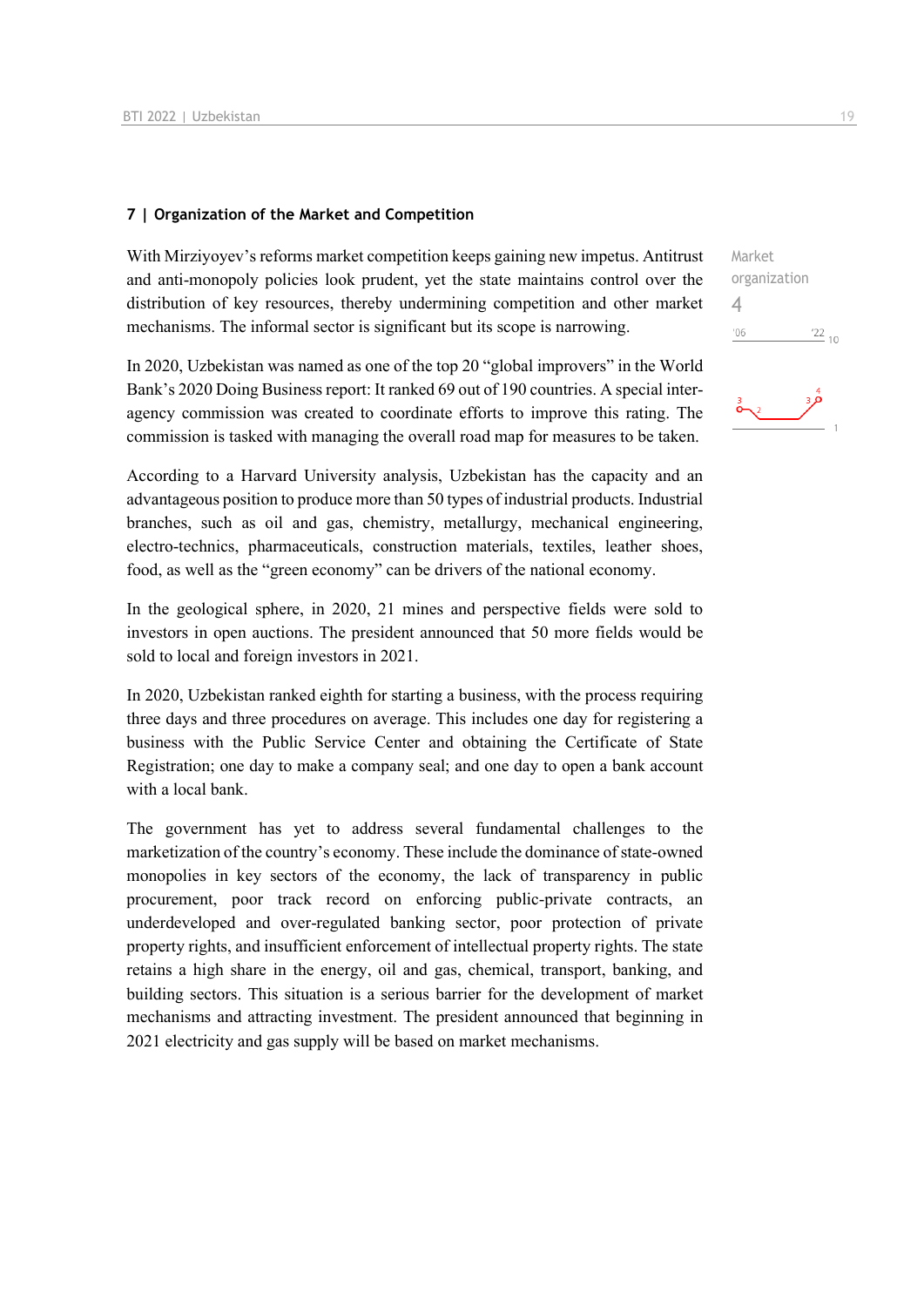## 7 | Organization of the Market and Competition

With Mirziyoyev's reforms market competition keeps gaining new impetus. Antitrust and anti-monopoly policies look prudent, yet the state maintains control over the distribution of key resources, thereby undermining competition and other market mechanisms. The informal sector is significant but its scope is narrowing.

Market organization
4

In 2020, Uzbekistan was named as one of the top 20 "global improvers" in the World Bank's 2020 Doing Business report: It ranked 69 out of 190 countries. A special inter-agency commission was created to coordinate efforts to improve this rating. The commission is tasked with managing the overall road map for measures to be taken.

According to a Harvard University analysis, Uzbekistan has the capacity and an advantageous position to produce more than 50 types of industrial products. Industrial branches, such as oil and gas, chemistry, metallurgy, mechanical engineering, electro-technics, pharmaceuticals, construction materials, textiles, leather shoes, food, as well as the "green economy" can be drivers of the national economy.

In the geological sphere, in 2020, 21 mines and perspective fields were sold to investors in open auctions. The president announced that 50 more fields would be sold to local and foreign investors in 2021.

In 2020, Uzbekistan ranked eighth for starting a business, with the process requiring three days and three procedures on average. This includes one day for registering a business with the Public Service Center and obtaining the Certificate of State Registration; one day to make a company seal; and one day to open a bank account with a local bank.

The government has yet to address several fundamental challenges to the marketization of the country's economy. These include the dominance of state-owned monopolies in key sectors of the economy, the lack of transparency in public procurement, poor track record on enforcing public-private contracts, an underdeveloped and over-regulated banking sector, poor protection of private property rights, and insufficient enforcement of intellectual property rights. The state retains a high share in the energy, oil and gas, chemical, transport, banking, and building sectors. This situation is a serious barrier for the development of market mechanisms and attracting investment. The president announced that beginning in 2021 electricity and gas supply will be based on market mechanisms.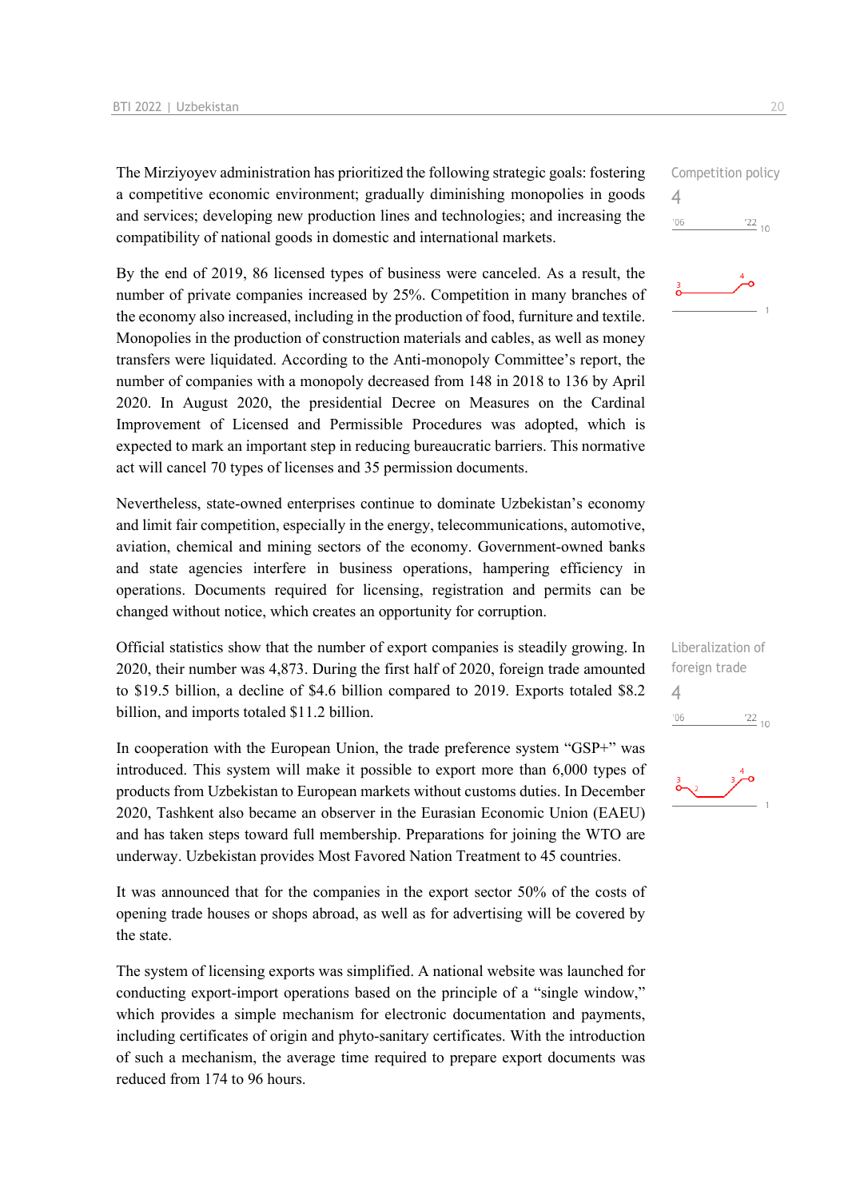Competition policy

4

The Mirziyoyev administration has prioritized the following strategic goals: fostering a competitive economic environment; gradually diminishing monopolies in goods and services; developing new production lines and technologies; and increasing the compatibility of national goods in domestic and international markets.

By the end of 2019, 86 licensed types of business were canceled. As a result, the number of private companies increased by 25%. Competition in many branches of the economy also increased, including in the production of food, furniture and textile. Monopolies in the production of construction materials and cables, as well as money transfers were liquidated. According to the Anti-monopoly Committee's report, the number of companies with a monopoly decreased from 148 in 2018 to 136 by April 2020. In August 2020, the presidential Decree on Measures on the Cardinal Improvement of Licensed and Permissible Procedures was adopted, which is expected to mark an important step in reducing bureaucratic barriers. This normative act will cancel 70 types of licenses and 35 permission documents.

Nevertheless, state-owned enterprises continue to dominate Uzbekistan's economy and limit fair competition, especially in the energy, telecommunications, automotive, aviation, chemical and mining sectors of the economy. Government-owned banks and state agencies interfere in business operations, hampering efficiency in operations. Documents required for licensing, registration and permits can be changed without notice, which creates an opportunity for corruption.

Liberalization of foreign trade

4

Official statistics show that the number of export companies is steadily growing. In 2020, their number was 4,873. During the first half of 2020, foreign trade amounted to $19.5 billion, a decline of $4.6 billion compared to 2019. Exports totaled $8.2 billion, and imports totaled $11.2 billion.

In cooperation with the European Union, the trade preference system "GSP+" was introduced. This system will make it possible to export more than 6,000 types of products from Uzbekistan to European markets without customs duties. In December 2020, Tashkent also became an observer in the Eurasian Economic Union (EAEU) and has taken steps toward full membership. Preparations for joining the WTO are underway. Uzbekistan provides Most Favored Nation Treatment to 45 countries.

It was announced that for the companies in the export sector 50% of the costs of opening trade houses or shops abroad, as well as for advertising will be covered by the state.

The system of licensing exports was simplified. A national website was launched for conducting export-import operations based on the principle of a "single window," which provides a simple mechanism for electronic documentation and payments, including certificates of origin and phyto-sanitary certificates. With the introduction of such a mechanism, the average time required to prepare export documents was reduced from 174 to 96 hours.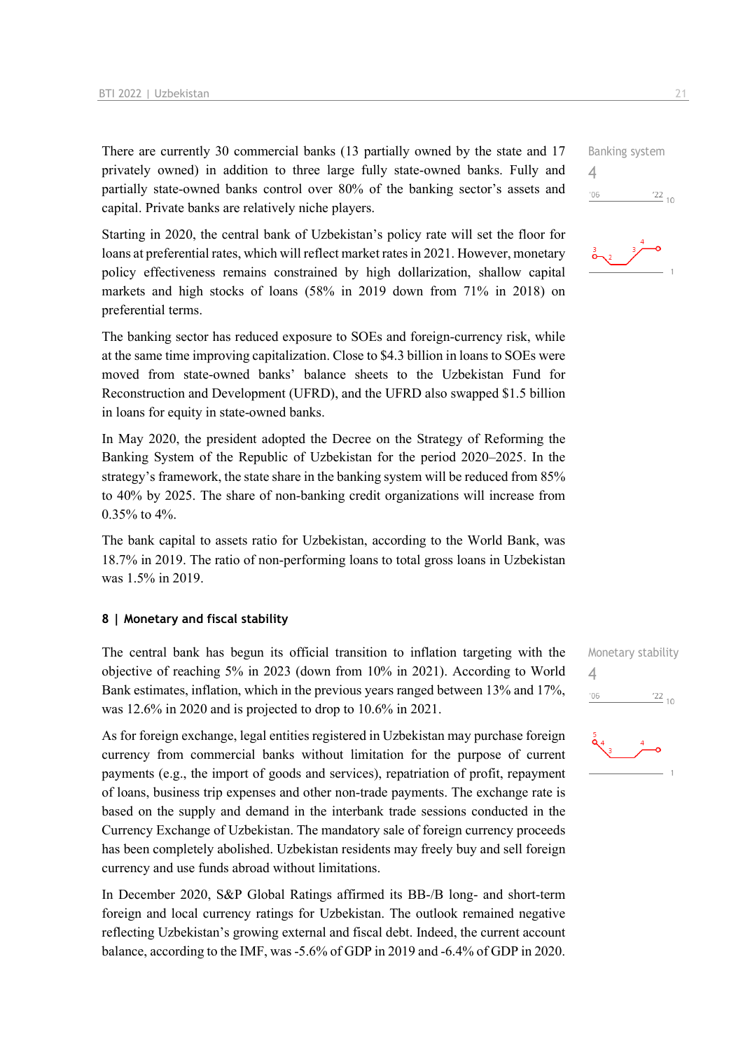Banking system

4

'06 '22 10

There are currently 30 commercial banks (13 partially owned by the state and 17 privately owned) in addition to three large fully state-owned banks. Fully and partially state-owned banks control over 80% of the banking sector's assets and capital. Private banks are relatively niche players.

Starting in 2020, the central bank of Uzbekistan's policy rate will set the floor for loans at preferential rates, which will reflect market rates in 2021. However, monetary policy effectiveness remains constrained by high dollarization, shallow capital markets and high stocks of loans (58% in 2019 down from 71% in 2018) on preferential terms.

The banking sector has reduced exposure to SOEs and foreign-currency risk, while at the same time improving capitalization. Close to $4.3 billion in loans to SOEs were moved from state-owned banks' balance sheets to the Uzbekistan Fund for Reconstruction and Development (UFRD), and the UFRD also swapped $1.5 billion in loans for equity in state-owned banks.

In May 2020, the president adopted the Decree on the Strategy of Reforming the Banking System of the Republic of Uzbekistan for the period 2020–2025. In the strategy's framework, the state share in the banking system will be reduced from 85% to 40% by 2025. The share of non-banking credit organizations will increase from 0.35% to 4%.

The bank capital to assets ratio for Uzbekistan, according to the World Bank, was 18.7% in 2019. The ratio of non-performing loans to total gross loans in Uzbekistan was 1.5% in 2019.

## 8 | Monetary and fiscal stability

Monetary stability

4

'06 '22 10

The central bank has begun its official transition to inflation targeting with the objective of reaching 5% in 2023 (down from 10% in 2021). According to World Bank estimates, inflation, which in the previous years ranged between 13% and 17%, was 12.6% in 2020 and is projected to drop to 10.6% in 2021.

As for foreign exchange, legal entities registered in Uzbekistan may purchase foreign currency from commercial banks without limitation for the purpose of current payments (e.g., the import of goods and services), repatriation of profit, repayment of loans, business trip expenses and other non-trade payments. The exchange rate is based on the supply and demand in the interbank trade sessions conducted in the Currency Exchange of Uzbekistan. The mandatory sale of foreign currency proceeds has been completely abolished. Uzbekistan residents may freely buy and sell foreign currency and use funds abroad without limitations.

In December 2020, S&P Global Ratings affirmed its BB-/B long- and short-term foreign and local currency ratings for Uzbekistan. The outlook remained negative reflecting Uzbekistan's growing external and fiscal debt. Indeed, the current account balance, according to the IMF, was -5.6% of GDP in 2019 and -6.4% of GDP in 2020.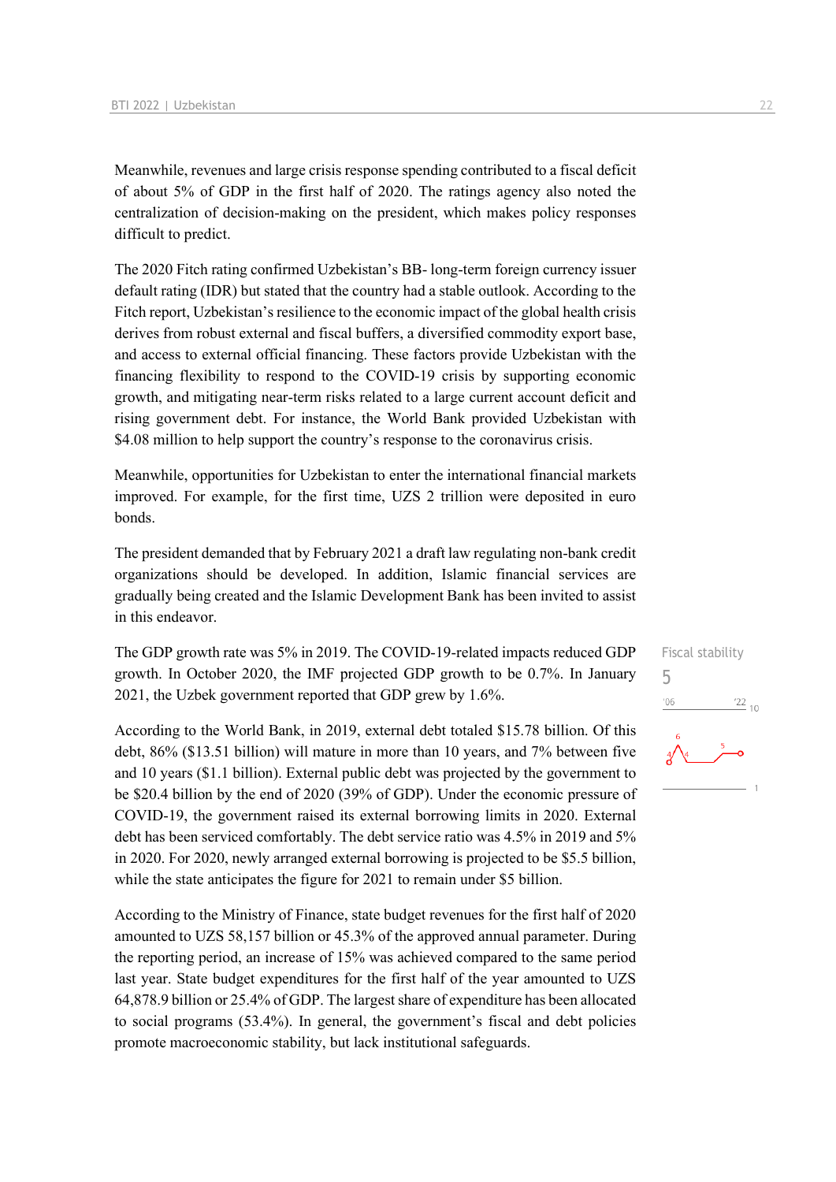Meanwhile, revenues and large crisis response spending contributed to a fiscal deficit of about 5% of GDP in the first half of 2020. The ratings agency also noted the centralization of decision-making on the president, which makes policy responses difficult to predict.

The 2020 Fitch rating confirmed Uzbekistan's BB- long-term foreign currency issuer default rating (IDR) but stated that the country had a stable outlook. According to the Fitch report, Uzbekistan's resilience to the economic impact of the global health crisis derives from robust external and fiscal buffers, a diversified commodity export base, and access to external official financing. These factors provide Uzbekistan with the financing flexibility to respond to the COVID-19 crisis by supporting economic growth, and mitigating near-term risks related to a large current account deficit and rising government debt. For instance, the World Bank provided Uzbekistan with $4.08 million to help support the country's response to the coronavirus crisis.

Meanwhile, opportunities for Uzbekistan to enter the international financial markets improved. For example, for the first time, UZS 2 trillion were deposited in euro bonds.

The president demanded that by February 2021 a draft law regulating non-bank credit organizations should be developed. In addition, Islamic financial services are gradually being created and the Islamic Development Bank has been invited to assist in this endeavor.

Fiscal stability
5

The GDP growth rate was 5% in 2019. The COVID-19-related impacts reduced GDP growth. In October 2020, the IMF projected GDP growth to be 0.7%. In January 2021, the Uzbek government reported that GDP grew by 1.6%.

According to the World Bank, in 2019, external debt totaled $15.78 billion. Of this debt, 86% ($13.51 billion) will mature in more than 10 years, and 7% between five and 10 years ($1.1 billion). External public debt was projected by the government to be $20.4 billion by the end of 2020 (39% of GDP). Under the economic pressure of COVID-19, the government raised its external borrowing limits in 2020. External debt has been serviced comfortably. The debt service ratio was 4.5% in 2019 and 5% in 2020. For 2020, newly arranged external borrowing is projected to be $5.5 billion, while the state anticipates the figure for 2021 to remain under $5 billion.

According to the Ministry of Finance, state budget revenues for the first half of 2020 amounted to UZS 58,157 billion or 45.3% of the approved annual parameter. During the reporting period, an increase of 15% was achieved compared to the same period last year. State budget expenditures for the first half of the year amounted to UZS 64,878.9 billion or 25.4% of GDP. The largest share of expenditure has been allocated to social programs (53.4%). In general, the government's fiscal and debt policies promote macroeconomic stability, but lack institutional safeguards.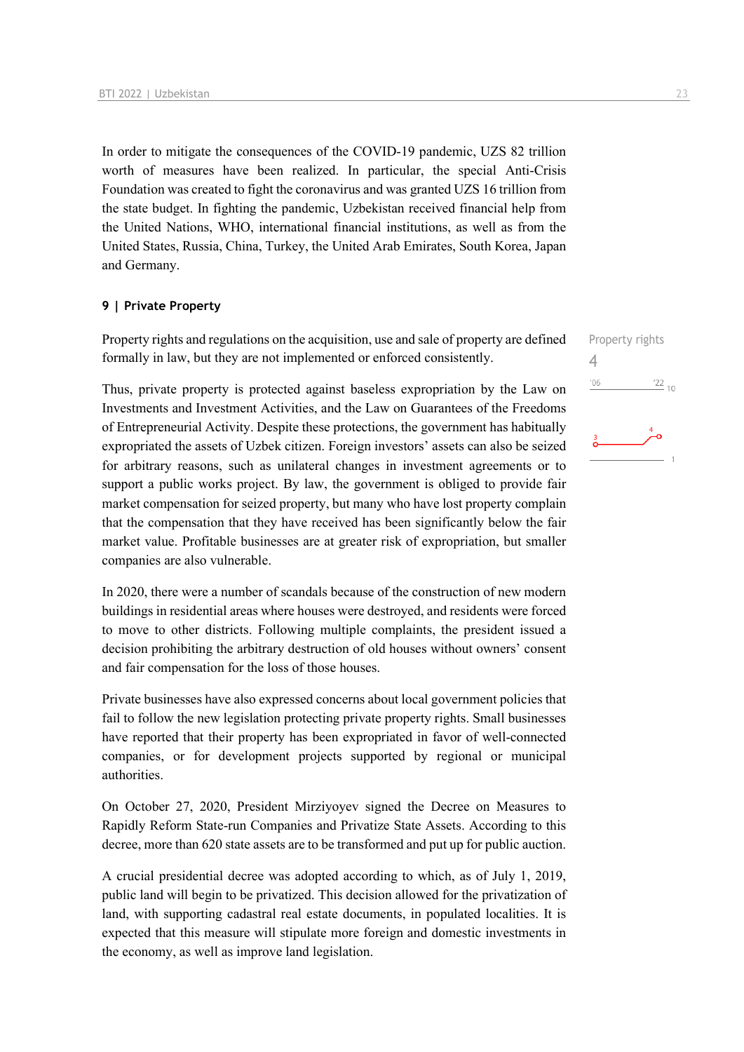In order to mitigate the consequences of the COVID-19 pandemic, UZS 82 trillion worth of measures have been realized. In particular, the special Anti-Crisis Foundation was created to fight the coronavirus and was granted UZS 16 trillion from the state budget. In fighting the pandemic, Uzbekistan received financial help from the United Nations, WHO, international financial institutions, as well as from the United States, Russia, China, Turkey, the United Arab Emirates, South Korea, Japan and Germany.

## 9 | Private Property

Property rights
4

Property rights and regulations on the acquisition, use and sale of property are defined formally in law, but they are not implemented or enforced consistently.

Thus, private property is protected against baseless expropriation by the Law on Investments and Investment Activities, and the Law on Guarantees of the Freedoms of Entrepreneurial Activity. Despite these protections, the government has habitually expropriated the assets of Uzbek citizen. Foreign investors' assets can also be seized for arbitrary reasons, such as unilateral changes in investment agreements or to support a public works project. By law, the government is obliged to provide fair market compensation for seized property, but many who have lost property complain that the compensation that they have received has been significantly below the fair market value. Profitable businesses are at greater risk of expropriation, but smaller companies are also vulnerable.

In 2020, there were a number of scandals because of the construction of new modern buildings in residential areas where houses were destroyed, and residents were forced to move to other districts. Following multiple complaints, the president issued a decision prohibiting the arbitrary destruction of old houses without owners' consent and fair compensation for the loss of those houses.

Private businesses have also expressed concerns about local government policies that fail to follow the new legislation protecting private property rights. Small businesses have reported that their property has been expropriated in favor of well-connected companies, or for development projects supported by regional or municipal authorities.

On October 27, 2020, President Mirziyoyev signed the Decree on Measures to Rapidly Reform State-run Companies and Privatize State Assets. According to this decree, more than 620 state assets are to be transformed and put up for public auction.

A crucial presidential decree was adopted according to which, as of July 1, 2019, public land will begin to be privatized. This decision allowed for the privatization of land, with supporting cadastral real estate documents, in populated localities. It is expected that this measure will stipulate more foreign and domestic investments in the economy, as well as improve land legislation.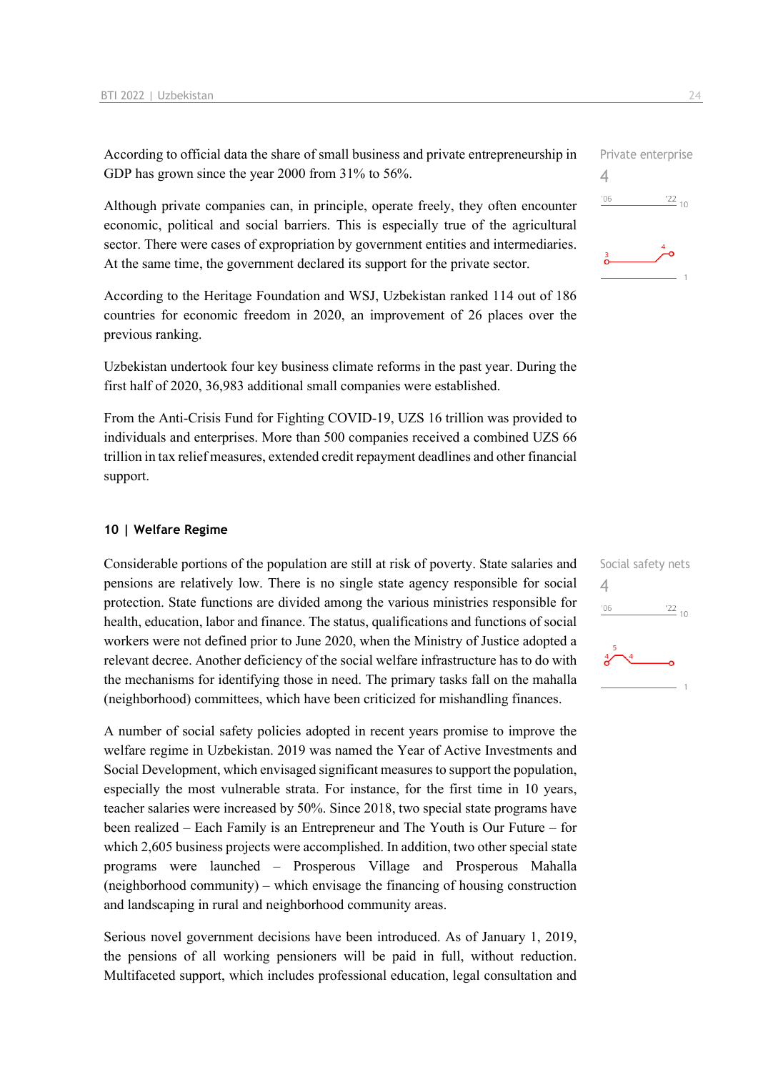According to official data the share of small business and private entrepreneurship in GDP has grown since the year 2000 from 31% to 56%.

Private enterprise
4

Although private companies can, in principle, operate freely, they often encounter economic, political and social barriers. This is especially true of the agricultural sector. There were cases of expropriation by government entities and intermediaries. At the same time, the government declared its support for the private sector.

According to the Heritage Foundation and WSJ, Uzbekistan ranked 114 out of 186 countries for economic freedom in 2020, an improvement of 26 places over the previous ranking.

Uzbekistan undertook four key business climate reforms in the past year. During the first half of 2020, 36,983 additional small companies were established.

From the Anti-Crisis Fund for Fighting COVID-19, UZS 16 trillion was provided to individuals and enterprises. More than 500 companies received a combined UZS 66 trillion in tax relief measures, extended credit repayment deadlines and other financial support.

### 10 | Welfare Regime

Social safety nets
4

Considerable portions of the population are still at risk of poverty. State salaries and pensions are relatively low. There is no single state agency responsible for social protection. State functions are divided among the various ministries responsible for health, education, labor and finance. The status, qualifications and functions of social workers were not defined prior to June 2020, when the Ministry of Justice adopted a relevant decree. Another deficiency of the social welfare infrastructure has to do with the mechanisms for identifying those in need. The primary tasks fall on the mahalla (neighborhood) committees, which have been criticized for mishandling finances.

A number of social safety policies adopted in recent years promise to improve the welfare regime in Uzbekistan. 2019 was named the Year of Active Investments and Social Development, which envisaged significant measures to support the population, especially the most vulnerable strata. For instance, for the first time in 10 years, teacher salaries were increased by 50%. Since 2018, two special state programs have been realized – Each Family is an Entrepreneur and The Youth is Our Future – for which 2,605 business projects were accomplished. In addition, two other special state programs were launched – Prosperous Village and Prosperous Mahalla (neighborhood community) – which envisage the financing of housing construction and landscaping in rural and neighborhood community areas.

Serious novel government decisions have been introduced. As of January 1, 2019, the pensions of all working pensioners will be paid in full, without reduction. Multifaceted support, which includes professional education, legal consultation and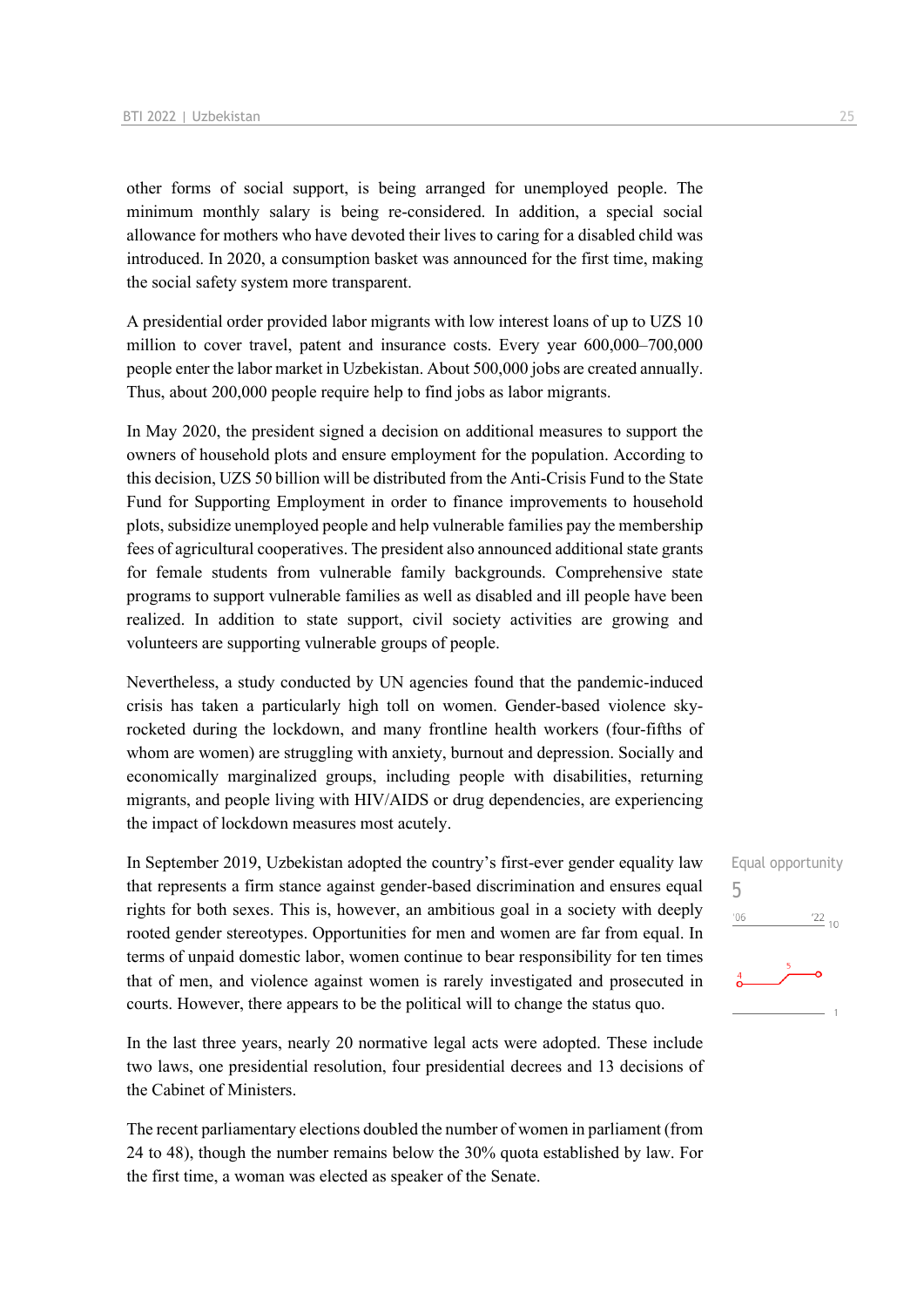other forms of social support, is being arranged for unemployed people. The minimum monthly salary is being re-considered. In addition, a special social allowance for mothers who have devoted their lives to caring for a disabled child was introduced. In 2020, a consumption basket was announced for the first time, making the social safety system more transparent.

A presidential order provided labor migrants with low interest loans of up to UZS 10 million to cover travel, patent and insurance costs. Every year 600,000–700,000 people enter the labor market in Uzbekistan. About 500,000 jobs are created annually. Thus, about 200,000 people require help to find jobs as labor migrants.

In May 2020, the president signed a decision on additional measures to support the owners of household plots and ensure employment for the population. According to this decision, UZS 50 billion will be distributed from the Anti-Crisis Fund to the State Fund for Supporting Employment in order to finance improvements to household plots, subsidize unemployed people and help vulnerable families pay the membership fees of agricultural cooperatives. The president also announced additional state grants for female students from vulnerable family backgrounds. Comprehensive state programs to support vulnerable families as well as disabled and ill people have been realized. In addition to state support, civil society activities are growing and volunteers are supporting vulnerable groups of people.

Nevertheless, a study conducted by UN agencies found that the pandemic-induced crisis has taken a particularly high toll on women. Gender-based violence sky-rocketed during the lockdown, and many frontline health workers (four-fifths of whom are women) are struggling with anxiety, burnout and depression. Socially and economically marginalized groups, including people with disabilities, returning migrants, and people living with HIV/AIDS or drug dependencies, are experiencing the impact of lockdown measures most acutely.

Equal opportunity
5

In September 2019, Uzbekistan adopted the country's first-ever gender equality law that represents a firm stance against gender-based discrimination and ensures equal rights for both sexes. This is, however, an ambitious goal in a society with deeply rooted gender stereotypes. Opportunities for men and women are far from equal. In terms of unpaid domestic labor, women continue to bear responsibility for ten times that of men, and violence against women is rarely investigated and prosecuted in courts. However, there appears to be the political will to change the status quo.

In the last three years, nearly 20 normative legal acts were adopted. These include two laws, one presidential resolution, four presidential decrees and 13 decisions of the Cabinet of Ministers.

The recent parliamentary elections doubled the number of women in parliament (from 24 to 48), though the number remains below the 30% quota established by law. For the first time, a woman was elected as speaker of the Senate.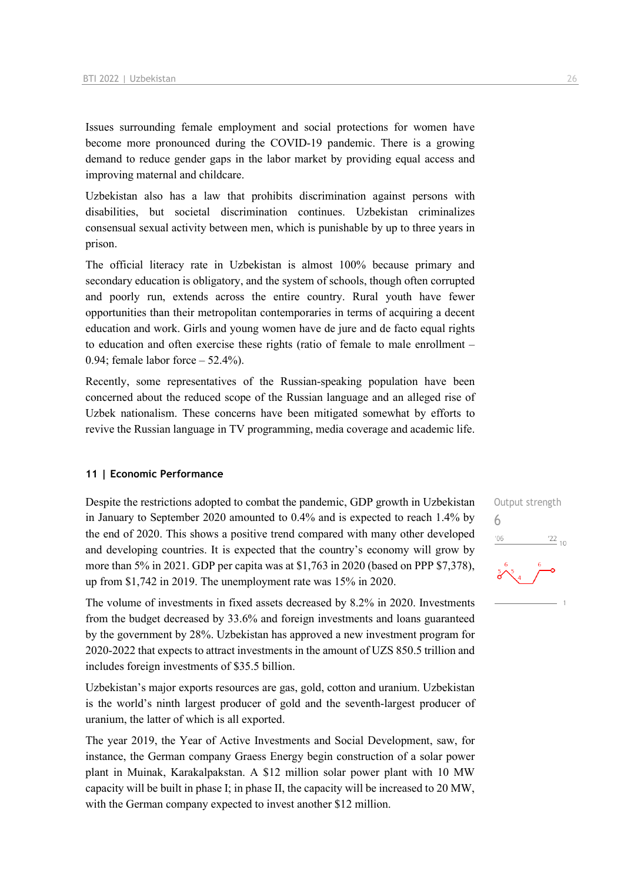Issues surrounding female employment and social protections for women have become more pronounced during the COVID-19 pandemic. There is a growing demand to reduce gender gaps in the labor market by providing equal access and improving maternal and childcare.

Uzbekistan also has a law that prohibits discrimination against persons with disabilities, but societal discrimination continues. Uzbekistan criminalizes consensual sexual activity between men, which is punishable by up to three years in prison.

The official literacy rate in Uzbekistan is almost 100% because primary and secondary education is obligatory, and the system of schools, though often corrupted and poorly run, extends across the entire country. Rural youth have fewer opportunities than their metropolitan contemporaries in terms of acquiring a decent education and work. Girls and young women have de jure and de facto equal rights to education and often exercise these rights (ratio of female to male enrollment – 0.94; female labor force – 52.4%).

Recently, some representatives of the Russian-speaking population have been concerned about the reduced scope of the Russian language and an alleged rise of Uzbek nationalism. These concerns have been mitigated somewhat by efforts to revive the Russian language in TV programming, media coverage and academic life.

## 11 | Economic Performance

Output strength

6

Despite the restrictions adopted to combat the pandemic, GDP growth in Uzbekistan in January to September 2020 amounted to 0.4% and is expected to reach 1.4% by the end of 2020. This shows a positive trend compared with many other developed and developing countries. It is expected that the country's economy will grow by more than 5% in 2021. GDP per capita was at $1,763 in 2020 (based on PPP $7,378), up from $1,742 in 2019. The unemployment rate was 15% in 2020.

The volume of investments in fixed assets decreased by 8.2% in 2020. Investments from the budget decreased by 33.6% and foreign investments and loans guaranteed by the government by 28%. Uzbekistan has approved a new investment program for 2020-2022 that expects to attract investments in the amount of UZS 850.5 trillion and includes foreign investments of $35.5 billion.

Uzbekistan's major exports resources are gas, gold, cotton and uranium. Uzbekistan is the world's ninth largest producer of gold and the seventh-largest producer of uranium, the latter of which is all exported.

The year 2019, the Year of Active Investments and Social Development, saw, for instance, the German company Graess Energy begin construction of a solar power plant in Muinak, Karakalpakstan. A $12 million solar power plant with 10 MW capacity will be built in phase I; in phase II, the capacity will be increased to 20 MW, with the German company expected to invest another $12 million.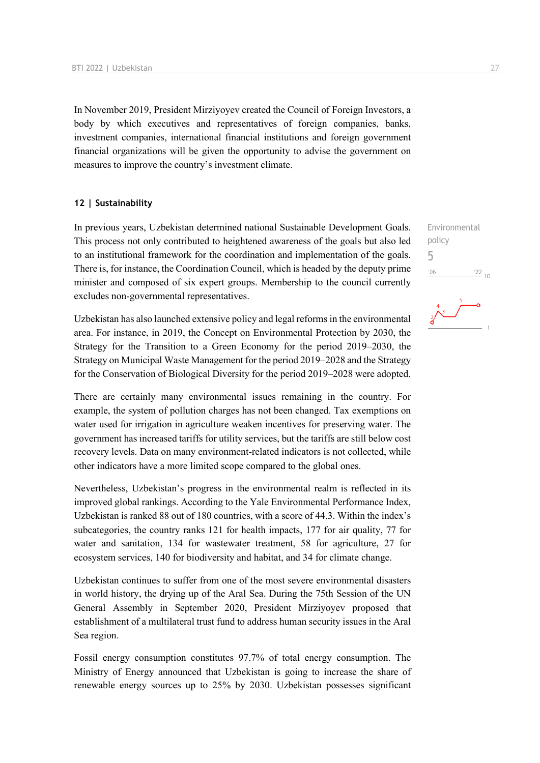In November 2019, President Mirziyoyev created the Council of Foreign Investors, a body by which executives and representatives of foreign companies, banks, investment companies, international financial institutions and foreign government financial organizations will be given the opportunity to advise the government on measures to improve the country's investment climate.

## 12 | Sustainability

Environmental policy
5

In previous years, Uzbekistan determined national Sustainable Development Goals. This process not only contributed to heightened awareness of the goals but also led to an institutional framework for the coordination and implementation of the goals. There is, for instance, the Coordination Council, which is headed by the deputy prime minister and composed of six expert groups. Membership to the council currently excludes non-governmental representatives.

Uzbekistan has also launched extensive policy and legal reforms in the environmental area. For instance, in 2019, the Concept on Environmental Protection by 2030, the Strategy for the Transition to a Green Economy for the period 2019–2030, the Strategy on Municipal Waste Management for the period 2019–2028 and the Strategy for the Conservation of Biological Diversity for the period 2019–2028 were adopted.

There are certainly many environmental issues remaining in the country. For example, the system of pollution charges has not been changed. Tax exemptions on water used for irrigation in agriculture weaken incentives for preserving water. The government has increased tariffs for utility services, but the tariffs are still below cost recovery levels. Data on many environment-related indicators is not collected, while other indicators have a more limited scope compared to the global ones.

Nevertheless, Uzbekistan's progress in the environmental realm is reflected in its improved global rankings. According to the Yale Environmental Performance Index, Uzbekistan is ranked 88 out of 180 countries, with a score of 44.3. Within the index's subcategories, the country ranks 121 for health impacts, 177 for air quality, 77 for water and sanitation, 134 for wastewater treatment, 58 for agriculture, 27 for ecosystem services, 140 for biodiversity and habitat, and 34 for climate change.

Uzbekistan continues to suffer from one of the most severe environmental disasters in world history, the drying up of the Aral Sea. During the 75th Session of the UN General Assembly in September 2020, President Mirziyoyev proposed that establishment of a multilateral trust fund to address human security issues in the Aral Sea region.

Fossil energy consumption constitutes 97.7% of total energy consumption. The Ministry of Energy announced that Uzbekistan is going to increase the share of renewable energy sources up to 25% by 2030. Uzbekistan possesses significant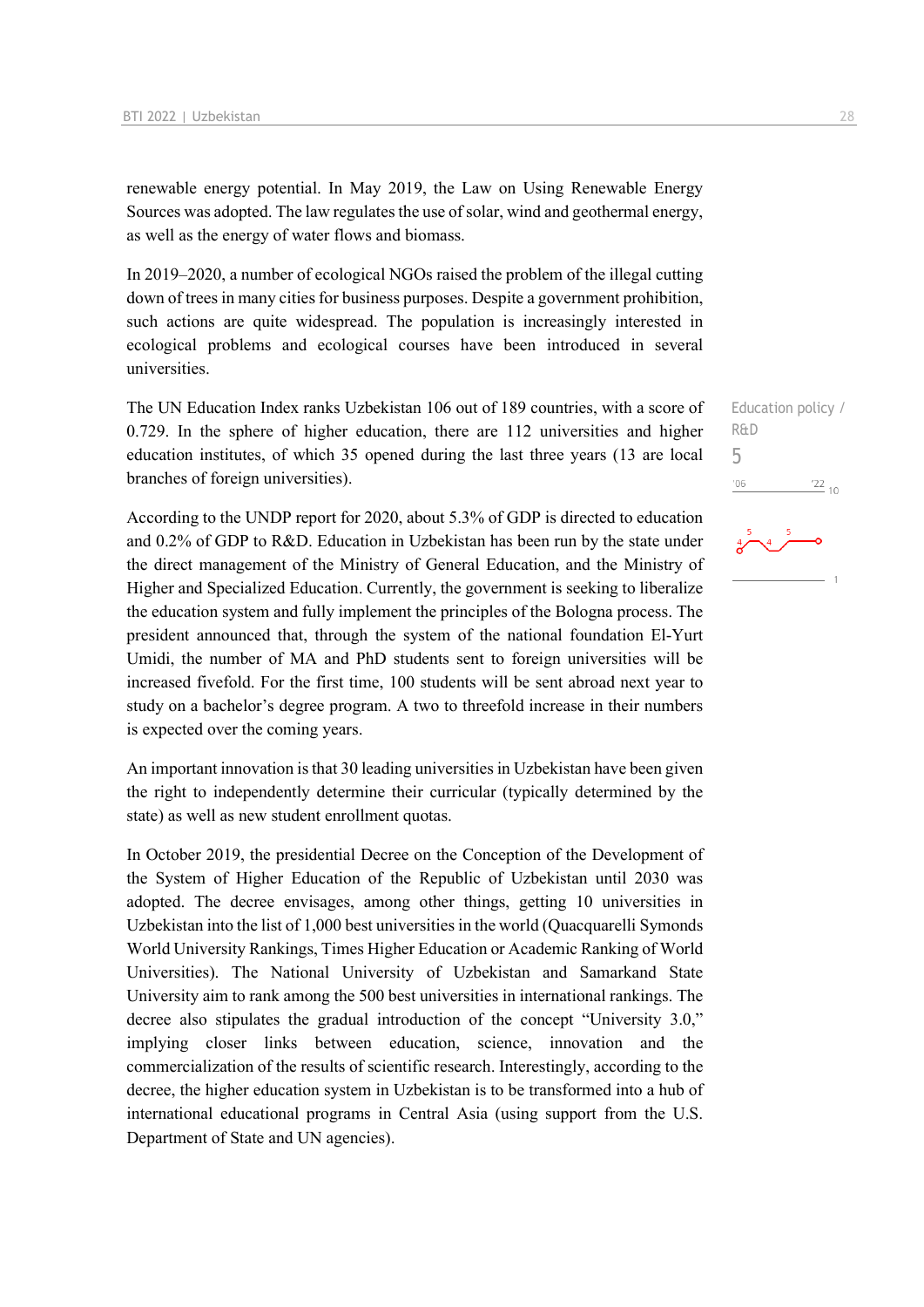renewable energy potential. In May 2019, the Law on Using Renewable Energy Sources was adopted. The law regulates the use of solar, wind and geothermal energy, as well as the energy of water flows and biomass.

In 2019–2020, a number of ecological NGOs raised the problem of the illegal cutting down of trees in many cities for business purposes. Despite a government prohibition, such actions are quite widespread. The population is increasingly interested in ecological problems and ecological courses have been introduced in several universities.

Education policy / R&D

5

The UN Education Index ranks Uzbekistan 106 out of 189 countries, with a score of 0.729. In the sphere of higher education, there are 112 universities and higher education institutes, of which 35 opened during the last three years (13 are local branches of foreign universities).

According to the UNDP report for 2020, about 5.3% of GDP is directed to education and 0.2% of GDP to R&D. Education in Uzbekistan has been run by the state under the direct management of the Ministry of General Education, and the Ministry of Higher and Specialized Education. Currently, the government is seeking to liberalize the education system and fully implement the principles of the Bologna process. The president announced that, through the system of the national foundation El-Yurt Umidi, the number of MA and PhD students sent to foreign universities will be increased fivefold. For the first time, 100 students will be sent abroad next year to study on a bachelor's degree program. A two to threefold increase in their numbers is expected over the coming years.

An important innovation is that 30 leading universities in Uzbekistan have been given the right to independently determine their curricular (typically determined by the state) as well as new student enrollment quotas.

In October 2019, the presidential Decree on the Conception of the Development of the System of Higher Education of the Republic of Uzbekistan until 2030 was adopted. The decree envisages, among other things, getting 10 universities in Uzbekistan into the list of 1,000 best universities in the world (Quacquarelli Symonds World University Rankings, Times Higher Education or Academic Ranking of World Universities). The National University of Uzbekistan and Samarkand State University aim to rank among the 500 best universities in international rankings. The decree also stipulates the gradual introduction of the concept "University 3.0," implying closer links between education, science, innovation and the commercialization of the results of scientific research. Interestingly, according to the decree, the higher education system in Uzbekistan is to be transformed into a hub of international educational programs in Central Asia (using support from the U.S. Department of State and UN agencies).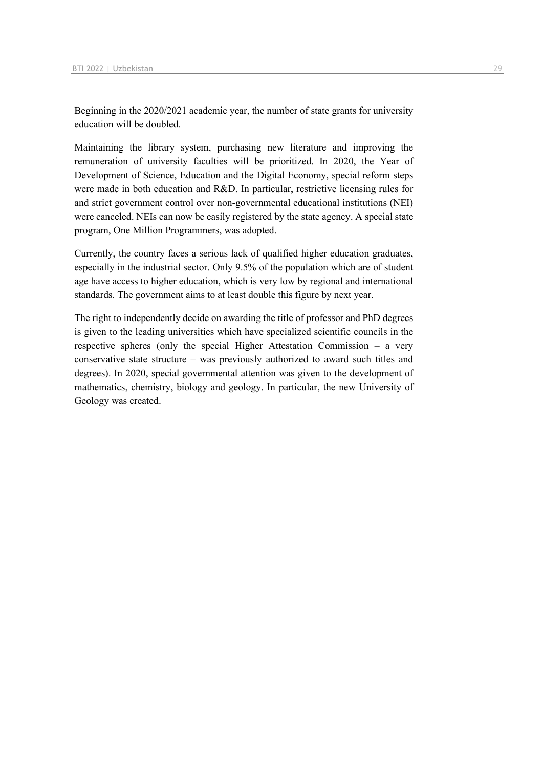Beginning in the 2020/2021 academic year, the number of state grants for university education will be doubled.

Maintaining the library system, purchasing new literature and improving the remuneration of university faculties will be prioritized. In 2020, the Year of Development of Science, Education and the Digital Economy, special reform steps were made in both education and R&D. In particular, restrictive licensing rules for and strict government control over non-governmental educational institutions (NEI) were canceled. NEIs can now be easily registered by the state agency. A special state program, One Million Programmers, was adopted.

Currently, the country faces a serious lack of qualified higher education graduates, especially in the industrial sector. Only 9.5% of the population which are of student age have access to higher education, which is very low by regional and international standards. The government aims to at least double this figure by next year.

The right to independently decide on awarding the title of professor and PhD degrees is given to the leading universities which have specialized scientific councils in the respective spheres (only the special Higher Attestation Commission – a very conservative state structure – was previously authorized to award such titles and degrees). In 2020, special governmental attention was given to the development of mathematics, chemistry, biology and geology. In particular, the new University of Geology was created.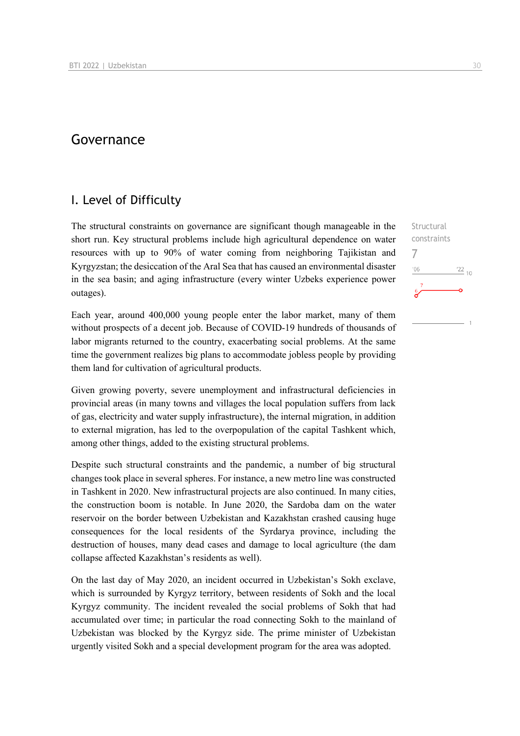# Governance

## I. Level of Difficulty

Structural constraints

7

The structural constraints on governance are significant though manageable in the short run. Key structural problems include high agricultural dependence on water resources with up to 90% of water coming from neighboring Tajikistan and Kyrgyzstan; the desiccation of the Aral Sea that has caused an environmental disaster in the sea basin; and aging infrastructure (every winter Uzbeks experience power outages).

Each year, around 400,000 young people enter the labor market, many of them without prospects of a decent job. Because of COVID-19 hundreds of thousands of labor migrants returned to the country, exacerbating social problems. At the same time the government realizes big plans to accommodate jobless people by providing them land for cultivation of agricultural products.

Given growing poverty, severe unemployment and infrastructural deficiencies in provincial areas (in many towns and villages the local population suffers from lack of gas, electricity and water supply infrastructure), the internal migration, in addition to external migration, has led to the overpopulation of the capital Tashkent which, among other things, added to the existing structural problems.

Despite such structural constraints and the pandemic, a number of big structural changes took place in several spheres. For instance, a new metro line was constructed in Tashkent in 2020. New infrastructural projects are also continued. In many cities, the construction boom is notable. In June 2020, the Sardoba dam on the water reservoir on the border between Uzbekistan and Kazakhstan crashed causing huge consequences for the local residents of the Syrdarya province, including the destruction of houses, many dead cases and damage to local agriculture (the dam collapse affected Kazakhstan's residents as well).

On the last day of May 2020, an incident occurred in Uzbekistan's Sokh exclave, which is surrounded by Kyrgyz territory, between residents of Sokh and the local Kyrgyz community. The incident revealed the social problems of Sokh that had accumulated over time; in particular the road connecting Sokh to the mainland of Uzbekistan was blocked by the Kyrgyz side. The prime minister of Uzbekistan urgently visited Sokh and a special development program for the area was adopted.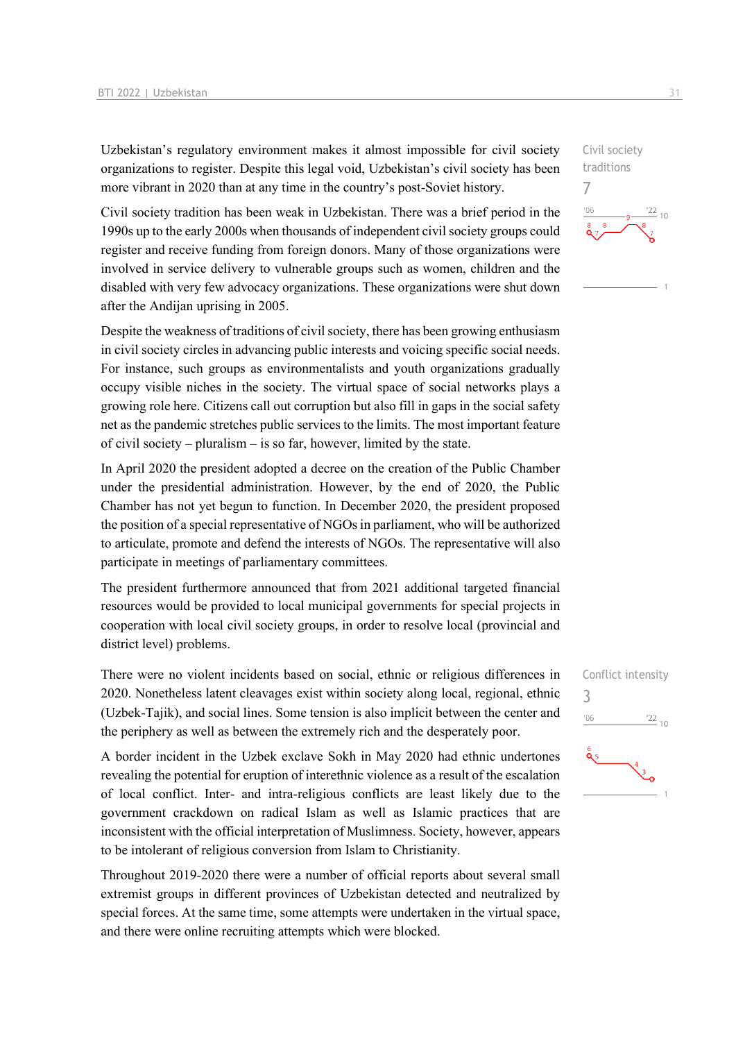Uzbekistan's regulatory environment makes it almost impossible for civil society organizations to register. Despite this legal void, Uzbekistan's civil society has been more vibrant in 2020 than at any time in the country's post-Soviet history.

Civil society traditions
7

Civil society tradition has been weak in Uzbekistan. There was a brief period in the 1990s up to the early 2000s when thousands of independent civil society groups could register and receive funding from foreign donors. Many of those organizations were involved in service delivery to vulnerable groups such as women, children and the disabled with very few advocacy organizations. These organizations were shut down after the Andijan uprising in 2005.

Despite the weakness of traditions of civil society, there has been growing enthusiasm in civil society circles in advancing public interests and voicing specific social needs. For instance, such groups as environmentalists and youth organizations gradually occupy visible niches in the society. The virtual space of social networks plays a growing role here. Citizens call out corruption but also fill in gaps in the social safety net as the pandemic stretches public services to the limits. The most important feature of civil society – pluralism – is so far, however, limited by the state.

In April 2020 the president adopted a decree on the creation of the Public Chamber under the presidential administration. However, by the end of 2020, the Public Chamber has not yet begun to function. In December 2020, the president proposed the position of a special representative of NGOs in parliament, who will be authorized to articulate, promote and defend the interests of NGOs. The representative will also participate in meetings of parliamentary committees.

The president furthermore announced that from 2021 additional targeted financial resources would be provided to local municipal governments for special projects in cooperation with local civil society groups, in order to resolve local (provincial and district level) problems.

Conflict intensity
3

There were no violent incidents based on social, ethnic or religious differences in 2020. Nonetheless latent cleavages exist within society along local, regional, ethnic (Uzbek-Tajik), and social lines. Some tension is also implicit between the center and the periphery as well as between the extremely rich and the desperately poor.

A border incident in the Uzbek exclave Sokh in May 2020 had ethnic undertones revealing the potential for eruption of interethnic violence as a result of the escalation of local conflict. Inter- and intra-religious conflicts are least likely due to the government crackdown on radical Islam as well as Islamic practices that are inconsistent with the official interpretation of Muslimness. Society, however, appears to be intolerant of religious conversion from Islam to Christianity.

Throughout 2019-2020 there were a number of official reports about several small extremist groups in different provinces of Uzbekistan detected and neutralized by special forces. At the same time, some attempts were undertaken in the virtual space, and there were online recruiting attempts which were blocked.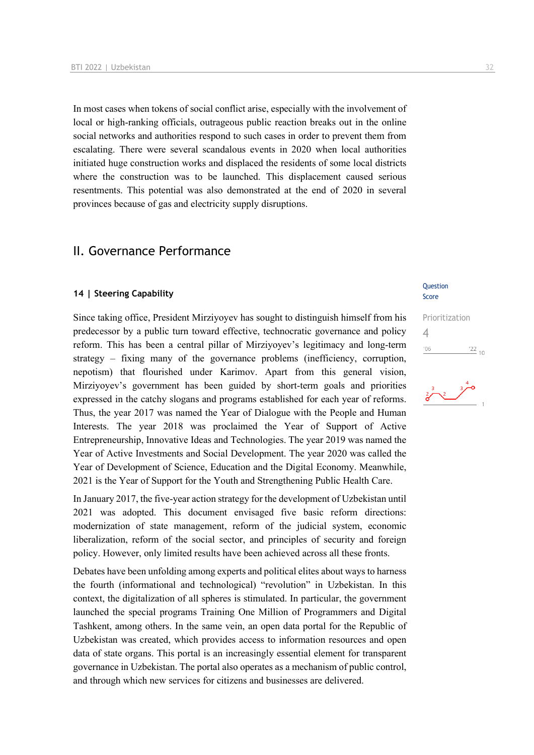In most cases when tokens of social conflict arise, especially with the involvement of local or high-ranking officials, outrageous public reaction breaks out in the online social networks and authorities respond to such cases in order to prevent them from escalating. There were several scandalous events in 2020 when local authorities initiated huge construction works and displaced the residents of some local districts where the construction was to be launched. This displacement caused serious resentments. This potential was also demonstrated at the end of 2020 in several provinces because of gas and electricity supply disruptions.

## II. Governance Performance

### 14 | Steering Capability

Question Score

Prioritization
4

Since taking office, President Mirziyoyev has sought to distinguish himself from his predecessor by a public turn toward effective, technocratic governance and policy reform. This has been a central pillar of Mirziyoyev's legitimacy and long-term strategy – fixing many of the governance problems (inefficiency, corruption, nepotism) that flourished under Karimov. Apart from this general vision, Mirziyoyev's government has been guided by short-term goals and priorities expressed in the catchy slogans and programs established for each year of reforms. Thus, the year 2017 was named the Year of Dialogue with the People and Human Interests. The year 2018 was proclaimed the Year of Support of Active Entrepreneurship, Innovative Ideas and Technologies. The year 2019 was named the Year of Active Investments and Social Development. The year 2020 was called the Year of Development of Science, Education and the Digital Economy. Meanwhile, 2021 is the Year of Support for the Youth and Strengthening Public Health Care.

In January 2017, the five-year action strategy for the development of Uzbekistan until 2021 was adopted. This document envisaged five basic reform directions: modernization of state management, reform of the judicial system, economic liberalization, reform of the social sector, and principles of security and foreign policy. However, only limited results have been achieved across all these fronts.

Debates have been unfolding among experts and political elites about ways to harness the fourth (informational and technological) "revolution" in Uzbekistan. In this context, the digitalization of all spheres is stimulated. In particular, the government launched the special programs Training One Million of Programmers and Digital Tashkent, among others. In the same vein, an open data portal for the Republic of Uzbekistan was created, which provides access to information resources and open data of state organs. This portal is an increasingly essential element for transparent governance in Uzbekistan. The portal also operates as a mechanism of public control, and through which new services for citizens and businesses are delivered.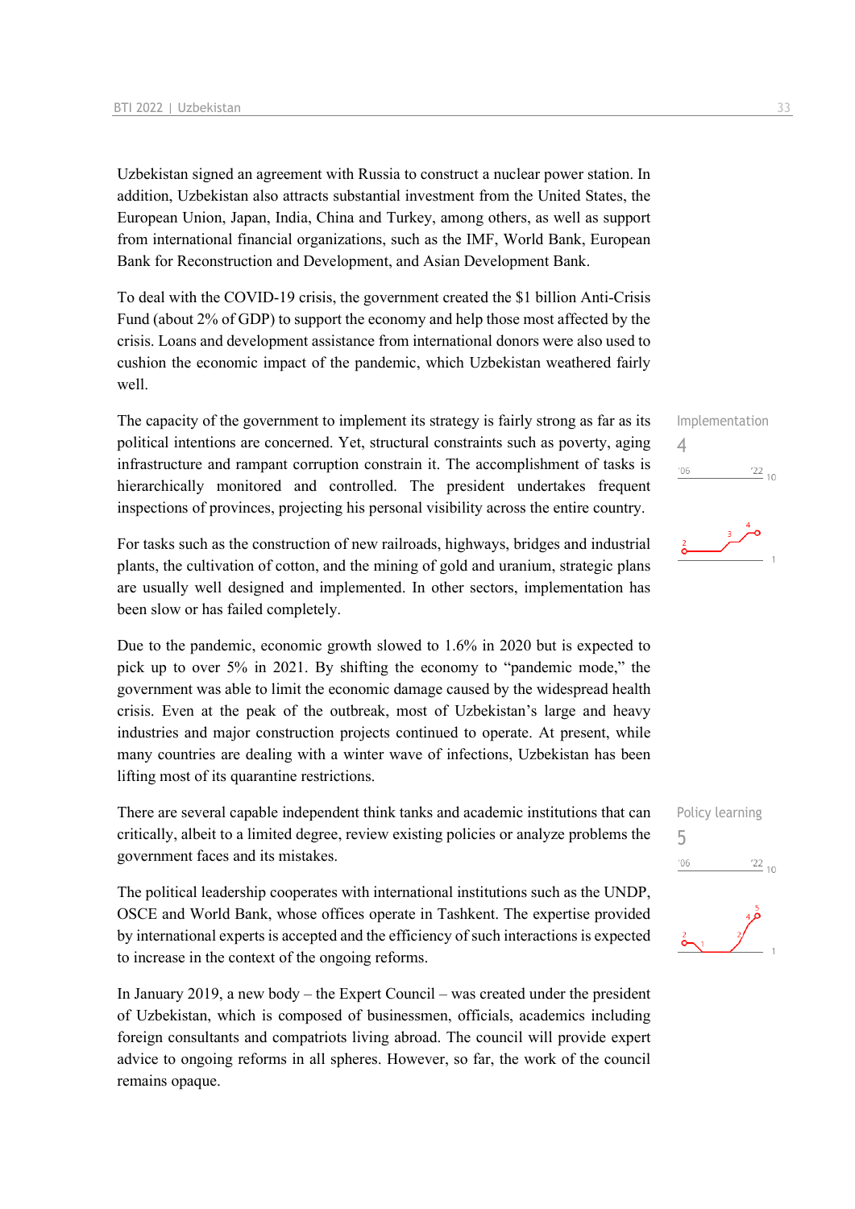Uzbekistan signed an agreement with Russia to construct a nuclear power station. In addition, Uzbekistan also attracts substantial investment from the United States, the European Union, Japan, India, China and Turkey, among others, as well as support from international financial organizations, such as the IMF, World Bank, European Bank for Reconstruction and Development, and Asian Development Bank.

To deal with the COVID-19 crisis, the government created the $1 billion Anti-Crisis Fund (about 2% of GDP) to support the economy and help those most affected by the crisis. Loans and development assistance from international donors were also used to cushion the economic impact of the pandemic, which Uzbekistan weathered fairly well.

Implementation
4

The capacity of the government to implement its strategy is fairly strong as far as its political intentions are concerned. Yet, structural constraints such as poverty, aging infrastructure and rampant corruption constrain it. The accomplishment of tasks is hierarchically monitored and controlled. The president undertakes frequent inspections of provinces, projecting his personal visibility across the entire country.

For tasks such as the construction of new railroads, highways, bridges and industrial plants, the cultivation of cotton, and the mining of gold and uranium, strategic plans are usually well designed and implemented. In other sectors, implementation has been slow or has failed completely.

Due to the pandemic, economic growth slowed to 1.6% in 2020 but is expected to pick up to over 5% in 2021. By shifting the economy to "pandemic mode," the government was able to limit the economic damage caused by the widespread health crisis. Even at the peak of the outbreak, most of Uzbekistan's large and heavy industries and major construction projects continued to operate. At present, while many countries are dealing with a winter wave of infections, Uzbekistan has been lifting most of its quarantine restrictions.

Policy learning
5

There are several capable independent think tanks and academic institutions that can critically, albeit to a limited degree, review existing policies or analyze problems the government faces and its mistakes.

The political leadership cooperates with international institutions such as the UNDP, OSCE and World Bank, whose offices operate in Tashkent. The expertise provided by international experts is accepted and the efficiency of such interactions is expected to increase in the context of the ongoing reforms.

In January 2019, a new body – the Expert Council – was created under the president of Uzbekistan, which is composed of businessmen, officials, academics including foreign consultants and compatriots living abroad. The council will provide expert advice to ongoing reforms in all spheres. However, so far, the work of the council remains opaque.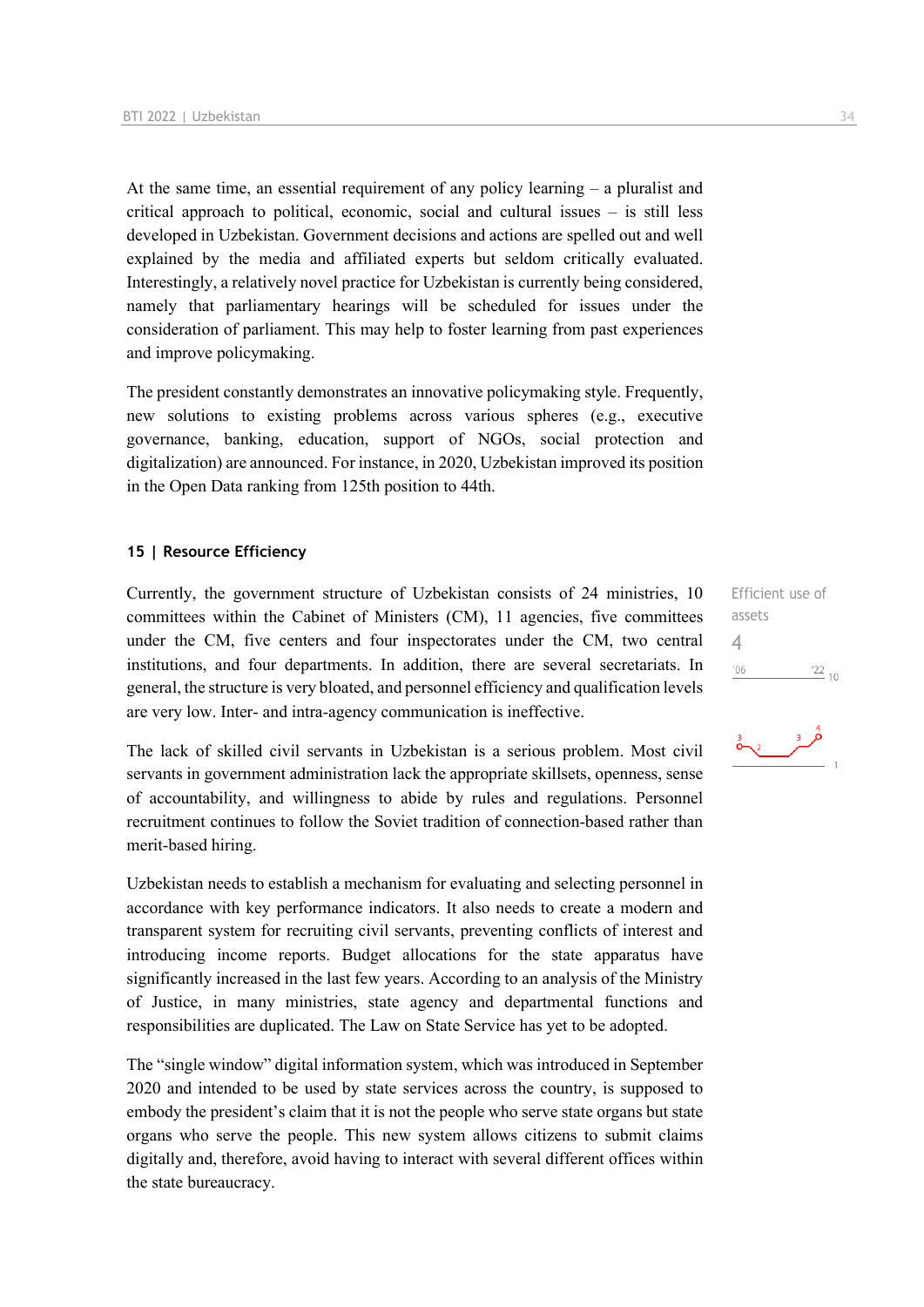At the same time, an essential requirement of any policy learning – a pluralist and critical approach to political, economic, social and cultural issues – is still less developed in Uzbekistan. Government decisions and actions are spelled out and well explained by the media and affiliated experts but seldom critically evaluated. Interestingly, a relatively novel practice for Uzbekistan is currently being considered, namely that parliamentary hearings will be scheduled for issues under the consideration of parliament. This may help to foster learning from past experiences and improve policymaking.

The president constantly demonstrates an innovative policymaking style. Frequently, new solutions to existing problems across various spheres (e.g., executive governance, banking, education, support of NGOs, social protection and digitalization) are announced. For instance, in 2020, Uzbekistan improved its position in the Open Data ranking from 125th position to 44th.

## 15 | Resource Efficiency

Efficient use of assets

4

Currently, the government structure of Uzbekistan consists of 24 ministries, 10 committees within the Cabinet of Ministers (CM), 11 agencies, five committees under the CM, five centers and four inspectorates under the CM, two central institutions, and four departments. In addition, there are several secretariats. In general, the structure is very bloated, and personnel efficiency and qualification levels are very low. Inter- and intra-agency communication is ineffective.

The lack of skilled civil servants in Uzbekistan is a serious problem. Most civil servants in government administration lack the appropriate skillsets, openness, sense of accountability, and willingness to abide by rules and regulations. Personnel recruitment continues to follow the Soviet tradition of connection-based rather than merit-based hiring.

Uzbekistan needs to establish a mechanism for evaluating and selecting personnel in accordance with key performance indicators. It also needs to create a modern and transparent system for recruiting civil servants, preventing conflicts of interest and introducing income reports. Budget allocations for the state apparatus have significantly increased in the last few years. According to an analysis of the Ministry of Justice, in many ministries, state agency and departmental functions and responsibilities are duplicated. The Law on State Service has yet to be adopted.

The "single window" digital information system, which was introduced in September 2020 and intended to be used by state services across the country, is supposed to embody the president's claim that it is not the people who serve state organs but state organs who serve the people. This new system allows citizens to submit claims digitally and, therefore, avoid having to interact with several different offices within the state bureaucracy.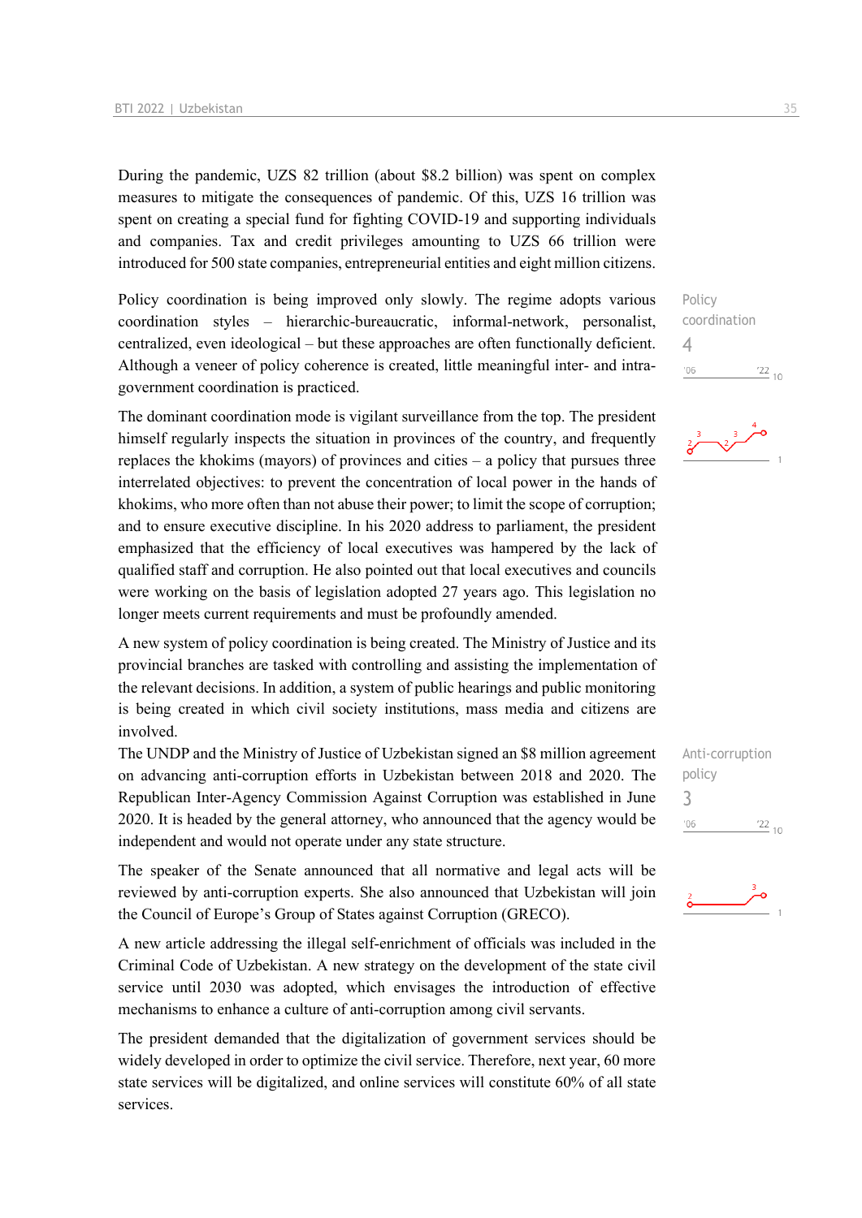During the pandemic, UZS 82 trillion (about $8.2 billion) was spent on complex measures to mitigate the consequences of pandemic. Of this, UZS 16 trillion was spent on creating a special fund for fighting COVID-19 and supporting individuals and companies. Tax and credit privileges amounting to UZS 66 trillion were introduced for 500 state companies, entrepreneurial entities and eight million citizens.

Policy coordination
4

Policy coordination is being improved only slowly. The regime adopts various coordination styles – hierarchic-bureaucratic, informal-network, personalist, centralized, even ideological – but these approaches are often functionally deficient. Although a veneer of policy coherence is created, little meaningful inter- and intra-government coordination is practiced.

The dominant coordination mode is vigilant surveillance from the top. The president himself regularly inspects the situation in provinces of the country, and frequently replaces the khokims (mayors) of provinces and cities – a policy that pursues three interrelated objectives: to prevent the concentration of local power in the hands of khokims, who more often than not abuse their power; to limit the scope of corruption; and to ensure executive discipline. In his 2020 address to parliament, the president emphasized that the efficiency of local executives was hampered by the lack of qualified staff and corruption. He also pointed out that local executives and councils were working on the basis of legislation adopted 27 years ago. This legislation no longer meets current requirements and must be profoundly amended.

A new system of policy coordination is being created. The Ministry of Justice and its provincial branches are tasked with controlling and assisting the implementation of the relevant decisions. In addition, a system of public hearings and public monitoring is being created in which civil society institutions, mass media and citizens are involved.

Anti-corruption policy
3

The UNDP and the Ministry of Justice of Uzbekistan signed an $8 million agreement on advancing anti-corruption efforts in Uzbekistan between 2018 and 2020. The Republican Inter-Agency Commission Against Corruption was established in June 2020. It is headed by the general attorney, who announced that the agency would be independent and would not operate under any state structure.

The speaker of the Senate announced that all normative and legal acts will be reviewed by anti-corruption experts. She also announced that Uzbekistan will join the Council of Europe's Group of States against Corruption (GRECO).

A new article addressing the illegal self-enrichment of officials was included in the Criminal Code of Uzbekistan. A new strategy on the development of the state civil service until 2030 was adopted, which envisages the introduction of effective mechanisms to enhance a culture of anti-corruption among civil servants.

The president demanded that the digitalization of government services should be widely developed in order to optimize the civil service. Therefore, next year, 60 more state services will be digitalized, and online services will constitute 60% of all state services.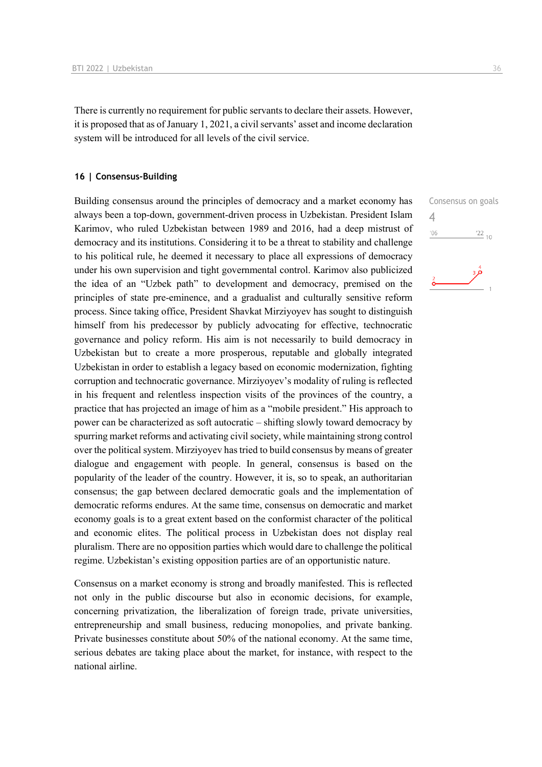There is currently no requirement for public servants to declare their assets. However, it is proposed that as of January 1, 2021, a civil servants' asset and income declaration system will be introduced for all levels of the civil service.

## 16 | Consensus-Building

Consensus on goals

4

Building consensus around the principles of democracy and a market economy has always been a top-down, government-driven process in Uzbekistan. President Islam Karimov, who ruled Uzbekistan between 1989 and 2016, had a deep mistrust of democracy and its institutions. Considering it to be a threat to stability and challenge to his political rule, he deemed it necessary to place all expressions of democracy under his own supervision and tight governmental control. Karimov also publicized the idea of an "Uzbek path" to development and democracy, premised on the principles of state pre-eminence, and a gradualist and culturally sensitive reform process. Since taking office, President Shavkat Mirziyoyev has sought to distinguish himself from his predecessor by publicly advocating for effective, technocratic governance and policy reform. His aim is not necessarily to build democracy in Uzbekistan but to create a more prosperous, reputable and globally integrated Uzbekistan in order to establish a legacy based on economic modernization, fighting corruption and technocratic governance. Mirziyoyev's modality of ruling is reflected in his frequent and relentless inspection visits of the provinces of the country, a practice that has projected an image of him as a "mobile president." His approach to power can be characterized as soft autocratic – shifting slowly toward democracy by spurring market reforms and activating civil society, while maintaining strong control over the political system. Mirziyoyev has tried to build consensus by means of greater dialogue and engagement with people. In general, consensus is based on the popularity of the leader of the country. However, it is, so to speak, an authoritarian consensus; the gap between declared democratic goals and the implementation of democratic reforms endures. At the same time, consensus on democratic and market economy goals is to a great extent based on the conformist character of the political and economic elites. The political process in Uzbekistan does not display real pluralism. There are no opposition parties which would dare to challenge the political regime. Uzbekistan's existing opposition parties are of an opportunistic nature.

Consensus on a market economy is strong and broadly manifested. This is reflected not only in the public discourse but also in economic decisions, for example, concerning privatization, the liberalization of foreign trade, private universities, entrepreneurship and small business, reducing monopolies, and private banking. Private businesses constitute about 50% of the national economy. At the same time, serious debates are taking place about the market, for instance, with respect to the national airline.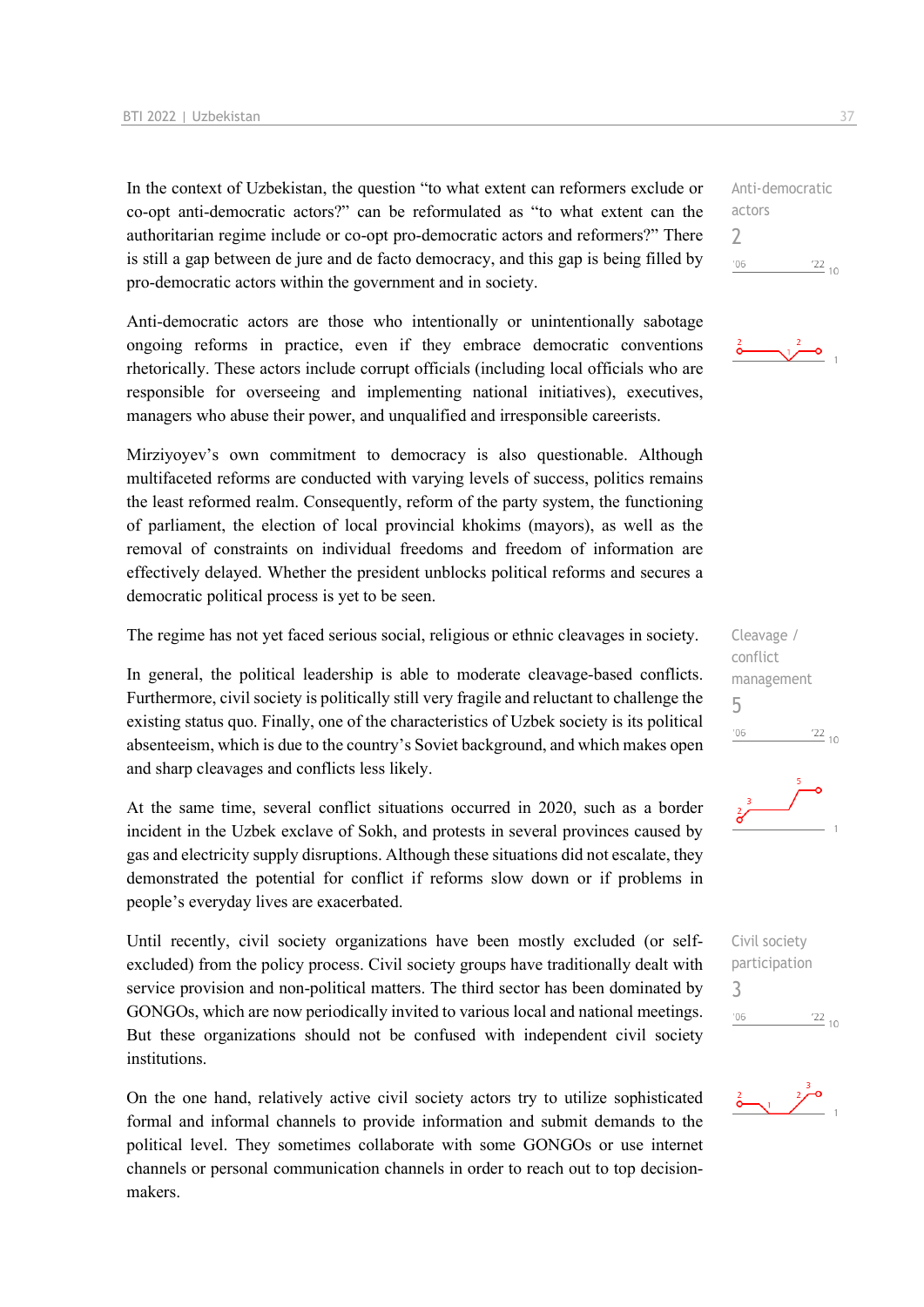Anti-democratic actors

2

In the context of Uzbekistan, the question "to what extent can reformers exclude or co-opt anti-democratic actors?" can be reformulated as "to what extent can the authoritarian regime include or co-opt pro-democratic actors and reformers?" There is still a gap between de jure and de facto democracy, and this gap is being filled by pro-democratic actors within the government and in society.

Anti-democratic actors are those who intentionally or unintentionally sabotage ongoing reforms in practice, even if they embrace democratic conventions rhetorically. These actors include corrupt officials (including local officials who are responsible for overseeing and implementing national initiatives), executives, managers who abuse their power, and unqualified and irresponsible careerists.

Mirziyoyev's own commitment to democracy is also questionable. Although multifaceted reforms are conducted with varying levels of success, politics remains the least reformed realm. Consequently, reform of the party system, the functioning of parliament, the election of local provincial khokims (mayors), as well as the removal of constraints on individual freedoms and freedom of information are effectively delayed. Whether the president unblocks political reforms and secures a democratic political process is yet to be seen.

Cleavage / conflict management

5

The regime has not yet faced serious social, religious or ethnic cleavages in society.

In general, the political leadership is able to moderate cleavage-based conflicts. Furthermore, civil society is politically still very fragile and reluctant to challenge the existing status quo. Finally, one of the characteristics of Uzbek society is its political absenteeism, which is due to the country's Soviet background, and which makes open and sharp cleavages and conflicts less likely.

At the same time, several conflict situations occurred in 2020, such as a border incident in the Uzbek exclave of Sokh, and protests in several provinces caused by gas and electricity supply disruptions. Although these situations did not escalate, they demonstrated the potential for conflict if reforms slow down or if problems in people's everyday lives are exacerbated.

Civil society participation

3

Until recently, civil society organizations have been mostly excluded (or self-excluded) from the policy process. Civil society groups have traditionally dealt with service provision and non-political matters. The third sector has been dominated by GONGOs, which are now periodically invited to various local and national meetings. But these organizations should not be confused with independent civil society institutions.

On the one hand, relatively active civil society actors try to utilize sophisticated formal and informal channels to provide information and submit demands to the political level. They sometimes collaborate with some GONGOs or use internet channels or personal communication channels in order to reach out to top decision-makers.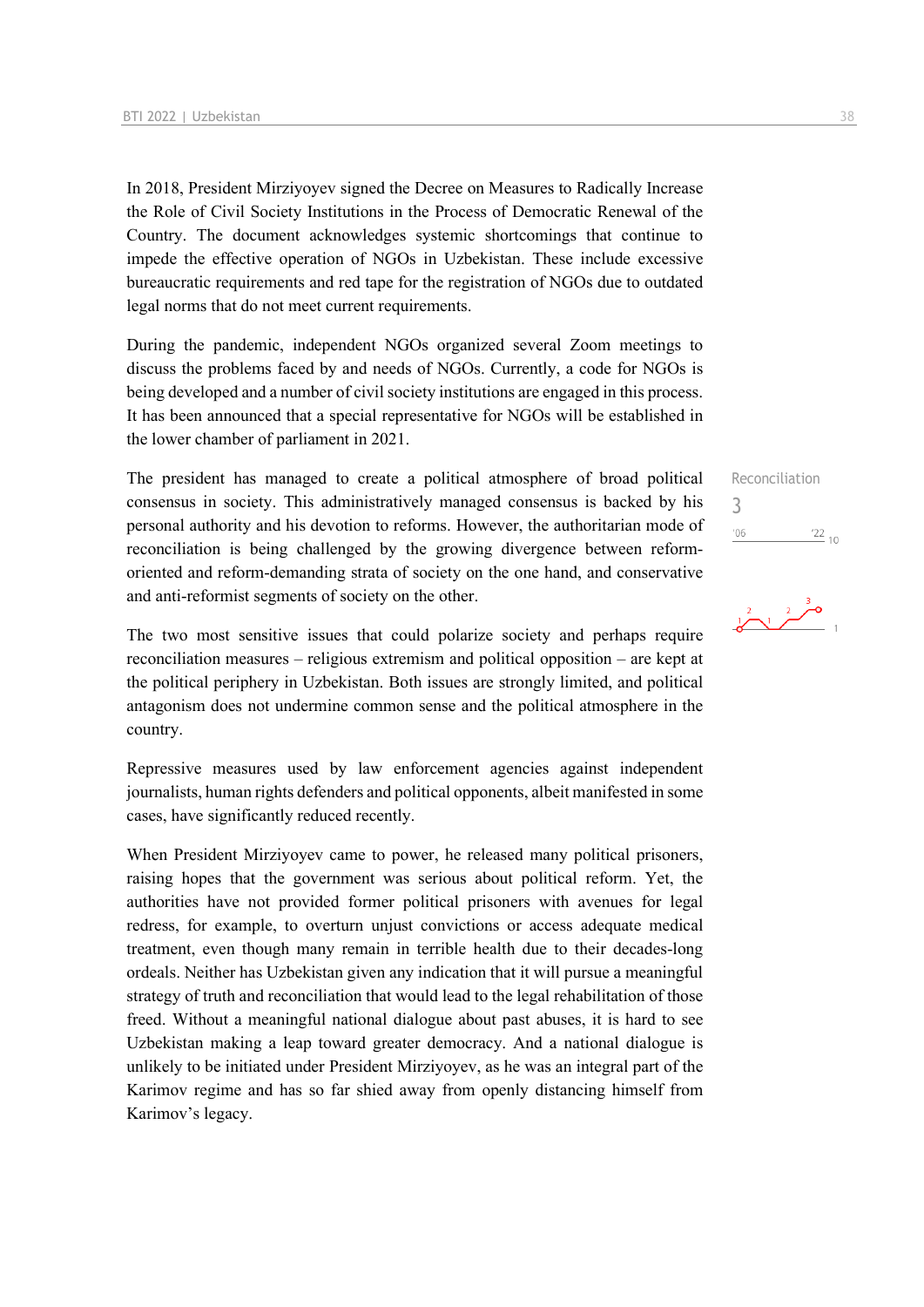In 2018, President Mirziyoyev signed the Decree on Measures to Radically Increase the Role of Civil Society Institutions in the Process of Democratic Renewal of the Country. The document acknowledges systemic shortcomings that continue to impede the effective operation of NGOs in Uzbekistan. These include excessive bureaucratic requirements and red tape for the registration of NGOs due to outdated legal norms that do not meet current requirements.

During the pandemic, independent NGOs organized several Zoom meetings to discuss the problems faced by and needs of NGOs. Currently, a code for NGOs is being developed and a number of civil society institutions are engaged in this process. It has been announced that a special representative for NGOs will be established in the lower chamber of parliament in 2021.

Reconciliation
3

The president has managed to create a political atmosphere of broad political consensus in society. This administratively managed consensus is backed by his personal authority and his devotion to reforms. However, the authoritarian mode of reconciliation is being challenged by the growing divergence between reform-oriented and reform-demanding strata of society on the one hand, and conservative and anti-reformist segments of society on the other.

The two most sensitive issues that could polarize society and perhaps require reconciliation measures – religious extremism and political opposition – are kept at the political periphery in Uzbekistan. Both issues are strongly limited, and political antagonism does not undermine common sense and the political atmosphere in the country.

Repressive measures used by law enforcement agencies against independent journalists, human rights defenders and political opponents, albeit manifested in some cases, have significantly reduced recently.

When President Mirziyoyev came to power, he released many political prisoners, raising hopes that the government was serious about political reform. Yet, the authorities have not provided former political prisoners with avenues for legal redress, for example, to overturn unjust convictions or access adequate medical treatment, even though many remain in terrible health due to their decades-long ordeals. Neither has Uzbekistan given any indication that it will pursue a meaningful strategy of truth and reconciliation that would lead to the legal rehabilitation of those freed. Without a meaningful national dialogue about past abuses, it is hard to see Uzbekistan making a leap toward greater democracy. And a national dialogue is unlikely to be initiated under President Mirziyoyev, as he was an integral part of the Karimov regime and has so far shied away from openly distancing himself from Karimov's legacy.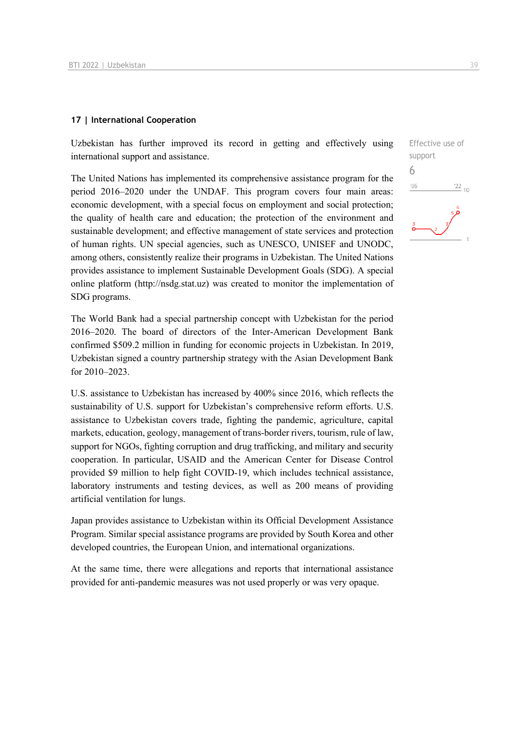### 17 | International Cooperation

Uzbekistan has further improved its record in getting and effectively using international support and assistance.

Effective use of support

6

The United Nations has implemented its comprehensive assistance program for the period 2016–2020 under the UNDAF. This program covers four main areas: economic development, with a special focus on employment and social protection; the quality of health care and education; the protection of the environment and sustainable development; and effective management of state services and protection of human rights. UN special agencies, such as UNESCO, UNISEF and UNODC, among others, consistently realize their programs in Uzbekistan. The United Nations provides assistance to implement Sustainable Development Goals (SDG). A special online platform (http://nsdg.stat.uz) was created to monitor the implementation of SDG programs.

The World Bank had a special partnership concept with Uzbekistan for the period 2016–2020. The board of directors of the Inter-American Development Bank confirmed $509.2 million in funding for economic projects in Uzbekistan. In 2019, Uzbekistan signed a country partnership strategy with the Asian Development Bank for 2010–2023.

U.S. assistance to Uzbekistan has increased by 400% since 2016, which reflects the sustainability of U.S. support for Uzbekistan's comprehensive reform efforts. U.S. assistance to Uzbekistan covers trade, fighting the pandemic, agriculture, capital markets, education, geology, management of trans-border rivers, tourism, rule of law, support for NGOs, fighting corruption and drug trafficking, and military and security cooperation. In particular, USAID and the American Center for Disease Control provided $9 million to help fight COVID-19, which includes technical assistance, laboratory instruments and testing devices, as well as 200 means of providing artificial ventilation for lungs.

Japan provides assistance to Uzbekistan within its Official Development Assistance Program. Similar special assistance programs are provided by South Korea and other developed countries, the European Union, and international organizations.

At the same time, there were allegations and reports that international assistance provided for anti-pandemic measures was not used properly or was very opaque.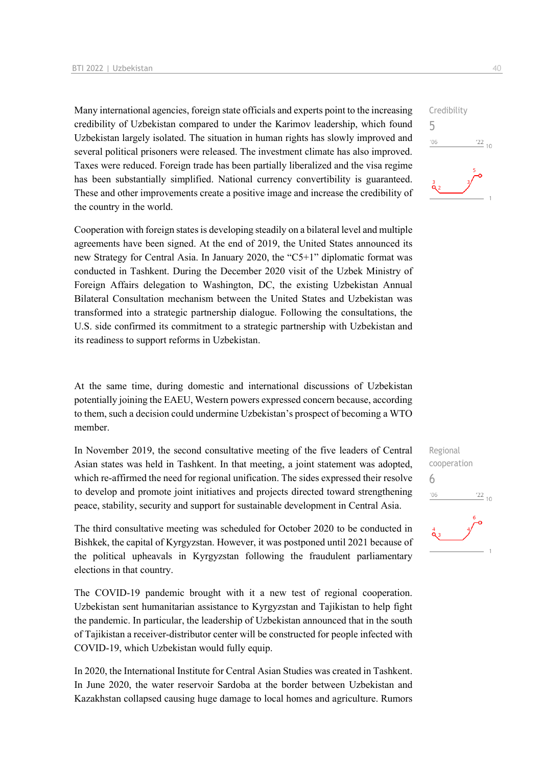Many international agencies, foreign state officials and experts point to the increasing credibility of Uzbekistan compared to under the Karimov leadership, which found Uzbekistan largely isolated. The situation in human rights has slowly improved and several political prisoners were released. The investment climate has also improved. Taxes were reduced. Foreign trade has been partially liberalized and the visa regime has been substantially simplified. National currency convertibility is guaranteed. These and other improvements create a positive image and increase the credibility of the country in the world.

Credibility
5

Cooperation with foreign states is developing steadily on a bilateral level and multiple agreements have been signed. At the end of 2019, the United States announced its new Strategy for Central Asia. In January 2020, the "C5+1" diplomatic format was conducted in Tashkent. During the December 2020 visit of the Uzbek Ministry of Foreign Affairs delegation to Washington, DC, the existing Uzbekistan Annual Bilateral Consultation mechanism between the United States and Uzbekistan was transformed into a strategic partnership dialogue. Following the consultations, the U.S. side confirmed its commitment to a strategic partnership with Uzbekistan and its readiness to support reforms in Uzbekistan.

At the same time, during domestic and international discussions of Uzbekistan potentially joining the EAEU, Western powers expressed concern because, according to them, such a decision could undermine Uzbekistan's prospect of becoming a WTO member.

In November 2019, the second consultative meeting of the five leaders of Central Asian states was held in Tashkent. In that meeting, a joint statement was adopted, which re-affirmed the need for regional unification. The sides expressed their resolve to develop and promote joint initiatives and projects directed toward strengthening peace, stability, security and support for sustainable development in Central Asia.

Regional cooperation
6

The third consultative meeting was scheduled for October 2020 to be conducted in Bishkek, the capital of Kyrgyzstan. However, it was postponed until 2021 because of the political upheavals in Kyrgyzstan following the fraudulent parliamentary elections in that country.

The COVID-19 pandemic brought with it a new test of regional cooperation. Uzbekistan sent humanitarian assistance to Kyrgyzstan and Tajikistan to help fight the pandemic. In particular, the leadership of Uzbekistan announced that in the south of Tajikistan a receiver-distributor center will be constructed for people infected with COVID-19, which Uzbekistan would fully equip.

In 2020, the International Institute for Central Asian Studies was created in Tashkent. In June 2020, the water reservoir Sardoba at the border between Uzbekistan and Kazakhstan collapsed causing huge damage to local homes and agriculture. Rumors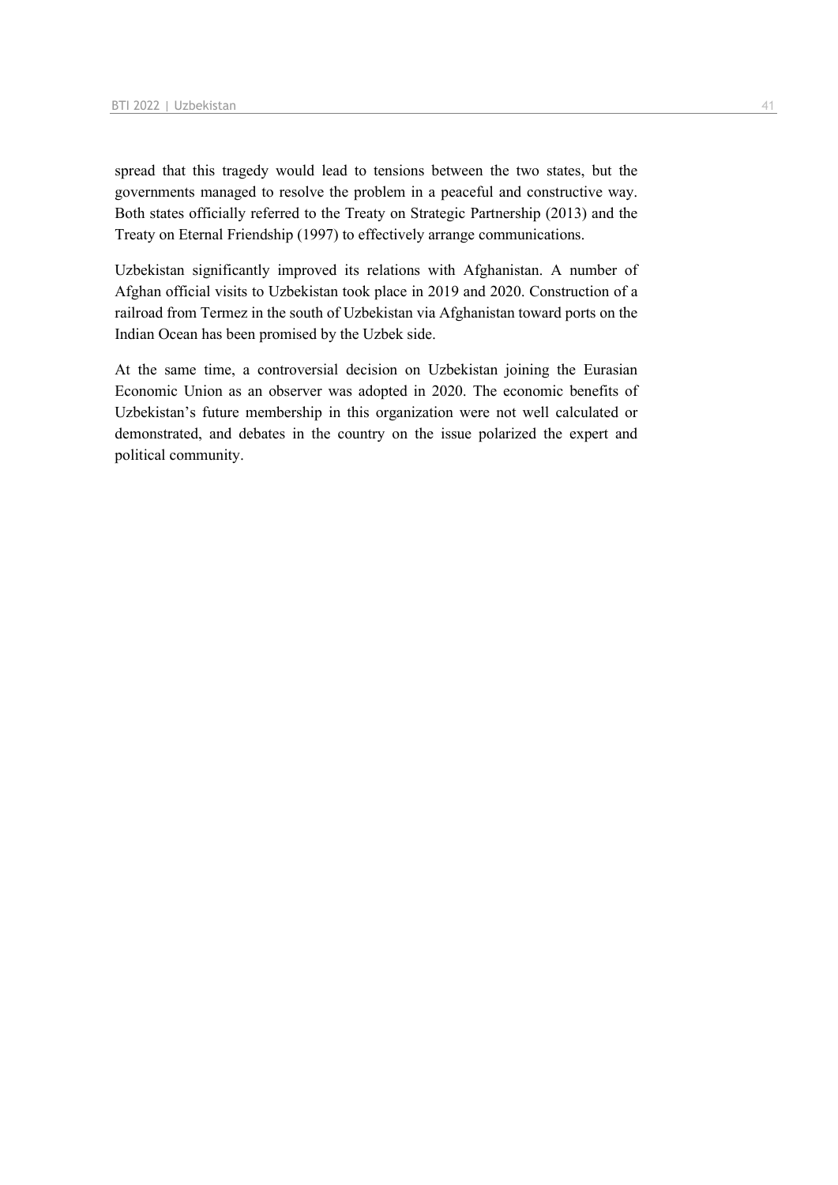spread that this tragedy would lead to tensions between the two states, but the governments managed to resolve the problem in a peaceful and constructive way. Both states officially referred to the Treaty on Strategic Partnership (2013) and the Treaty on Eternal Friendship (1997) to effectively arrange communications.

Uzbekistan significantly improved its relations with Afghanistan. A number of Afghan official visits to Uzbekistan took place in 2019 and 2020. Construction of a railroad from Termez in the south of Uzbekistan via Afghanistan toward ports on the Indian Ocean has been promised by the Uzbek side.

At the same time, a controversial decision on Uzbekistan joining the Eurasian Economic Union as an observer was adopted in 2020. The economic benefits of Uzbekistan's future membership in this organization were not well calculated or demonstrated, and debates in the country on the issue polarized the expert and political community.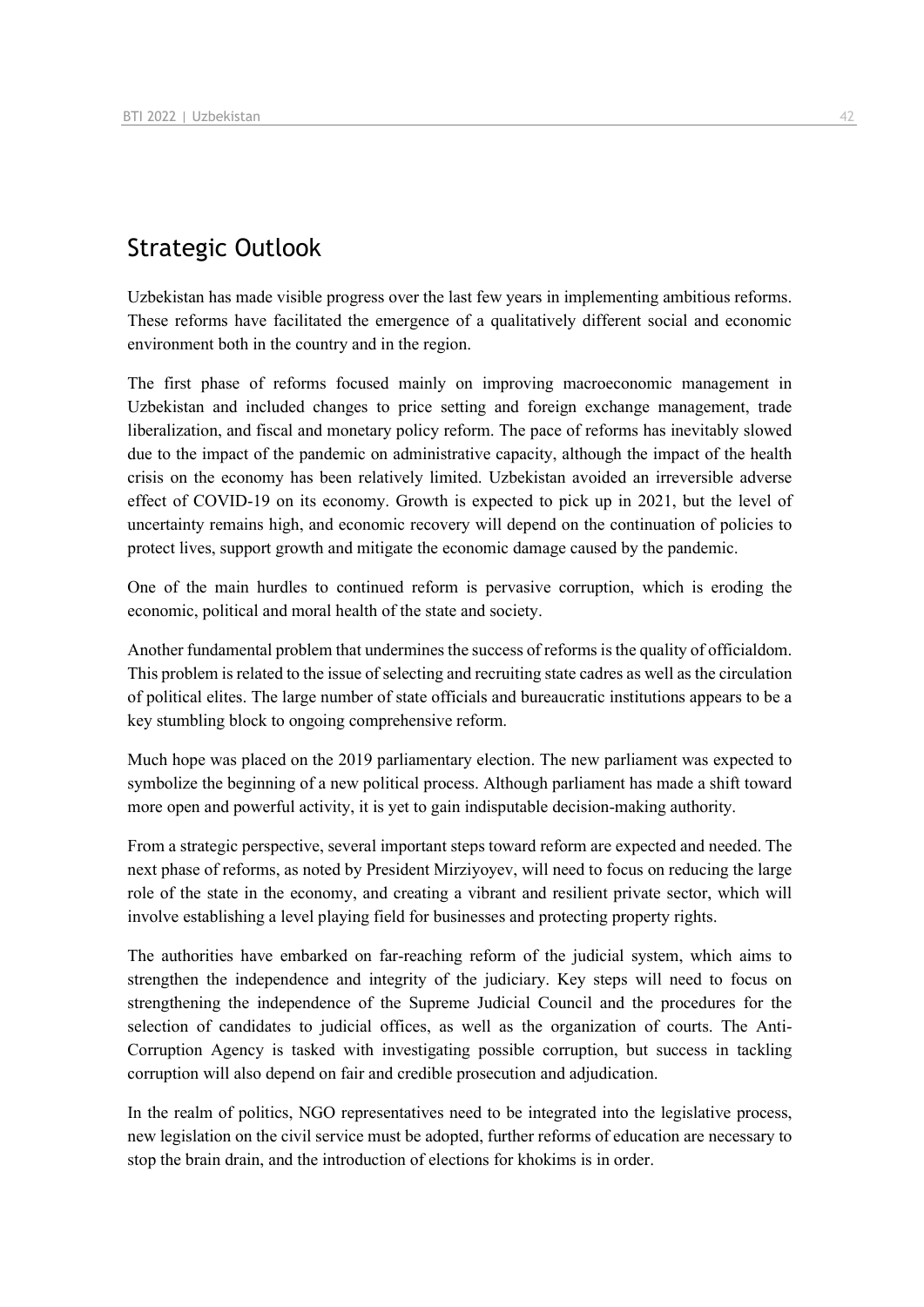## Strategic Outlook

Uzbekistan has made visible progress over the last few years in implementing ambitious reforms. These reforms have facilitated the emergence of a qualitatively different social and economic environment both in the country and in the region.

The first phase of reforms focused mainly on improving macroeconomic management in Uzbekistan and included changes to price setting and foreign exchange management, trade liberalization, and fiscal and monetary policy reform. The pace of reforms has inevitably slowed due to the impact of the pandemic on administrative capacity, although the impact of the health crisis on the economy has been relatively limited. Uzbekistan avoided an irreversible adverse effect of COVID-19 on its economy. Growth is expected to pick up in 2021, but the level of uncertainty remains high, and economic recovery will depend on the continuation of policies to protect lives, support growth and mitigate the economic damage caused by the pandemic.

One of the main hurdles to continued reform is pervasive corruption, which is eroding the economic, political and moral health of the state and society.

Another fundamental problem that undermines the success of reforms is the quality of officialdom. This problem is related to the issue of selecting and recruiting state cadres as well as the circulation of political elites. The large number of state officials and bureaucratic institutions appears to be a key stumbling block to ongoing comprehensive reform.

Much hope was placed on the 2019 parliamentary election. The new parliament was expected to symbolize the beginning of a new political process. Although parliament has made a shift toward more open and powerful activity, it is yet to gain indisputable decision-making authority.

From a strategic perspective, several important steps toward reform are expected and needed. The next phase of reforms, as noted by President Mirziyoyev, will need to focus on reducing the large role of the state in the economy, and creating a vibrant and resilient private sector, which will involve establishing a level playing field for businesses and protecting property rights.

The authorities have embarked on far-reaching reform of the judicial system, which aims to strengthen the independence and integrity of the judiciary. Key steps will need to focus on strengthening the independence of the Supreme Judicial Council and the procedures for the selection of candidates to judicial offices, as well as the organization of courts. The Anti-Corruption Agency is tasked with investigating possible corruption, but success in tackling corruption will also depend on fair and credible prosecution and adjudication.

In the realm of politics, NGO representatives need to be integrated into the legislative process, new legislation on the civil service must be adopted, further reforms of education are necessary to stop the brain drain, and the introduction of elections for khokims is in order.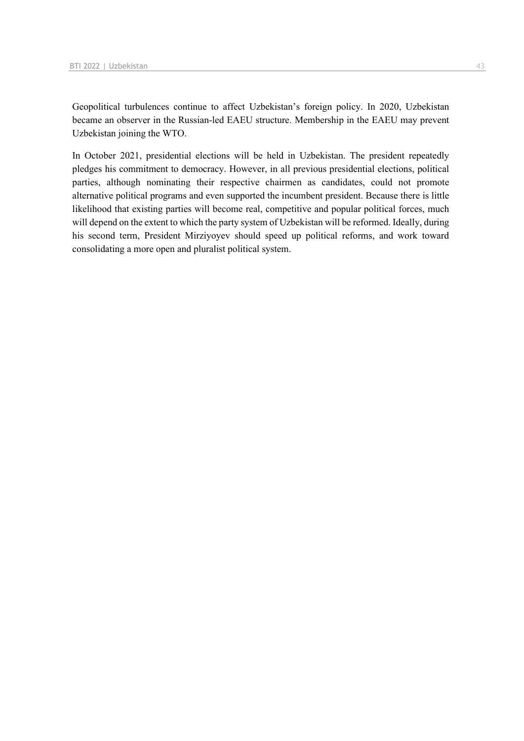Geopolitical turbulences continue to affect Uzbekistan's foreign policy. In 2020, Uzbekistan became an observer in the Russian-led EAEU structure. Membership in the EAEU may prevent Uzbekistan joining the WTO.

In October 2021, presidential elections will be held in Uzbekistan. The president repeatedly pledges his commitment to democracy. However, in all previous presidential elections, political parties, although nominating their respective chairmen as candidates, could not promote alternative political programs and even supported the incumbent president. Because there is little likelihood that existing parties will become real, competitive and popular political forces, much will depend on the extent to which the party system of Uzbekistan will be reformed. Ideally, during his second term, President Mirziyoyev should speed up political reforms, and work toward consolidating a more open and pluralist political system.